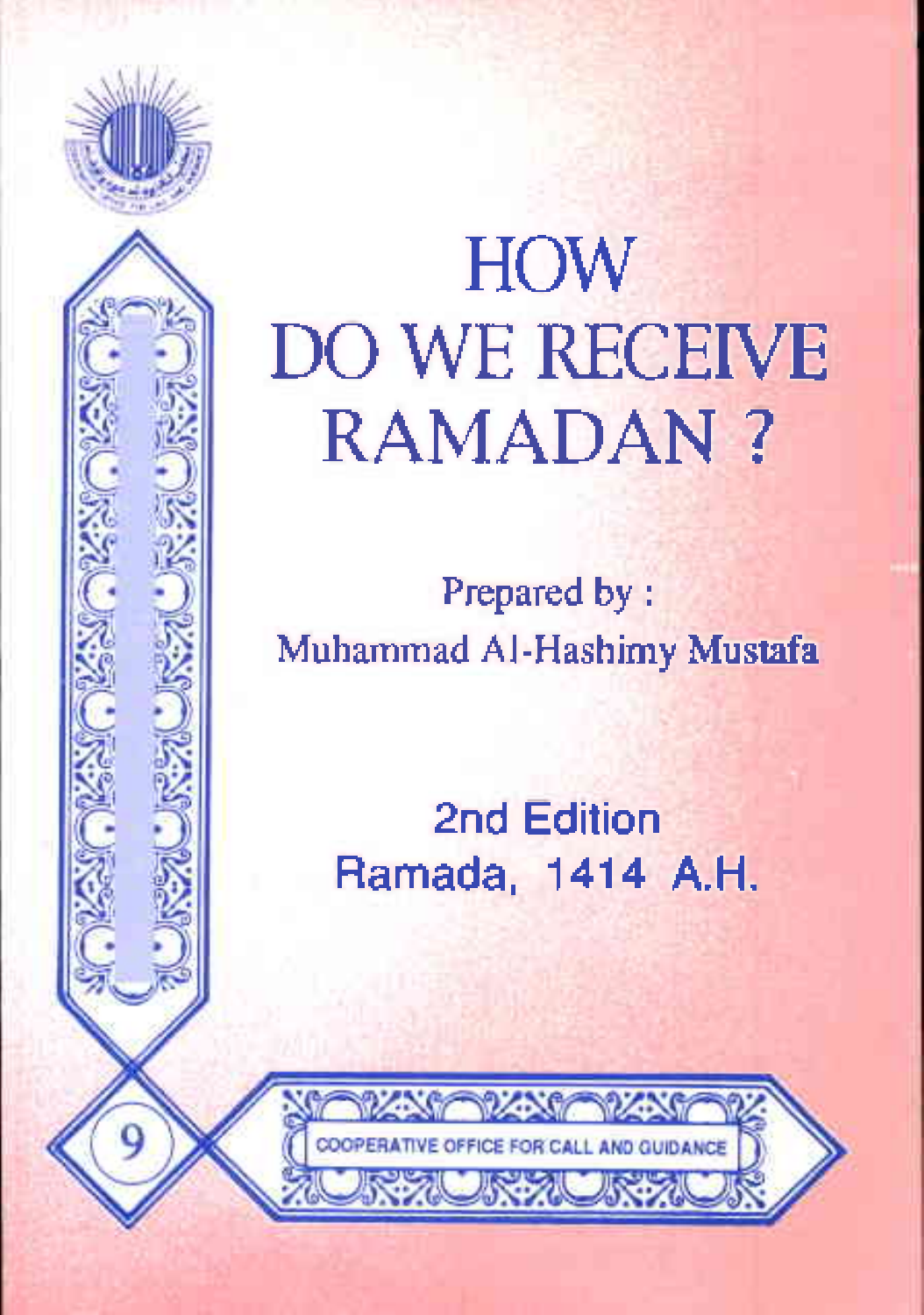# HOW DO WE RECEIVE RAMADAN ?

Prepared by :
Muhammad Al-Hashimy Mustafa

2nd Edition
Ramada, 1414 A.H.

9

COOPERATIVE OFFICE FOR CALL AND GUIDANCE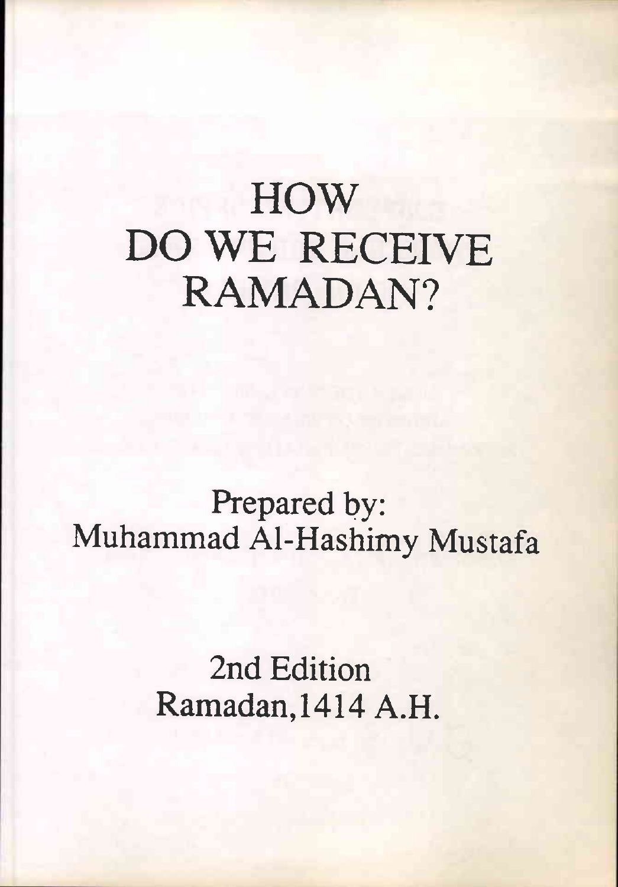# HOW DO WE RECEIVE RAMADAN?

Prepared by:
Muhammad Al-Hashimy Mustafa

2nd Edition
Ramadan,1414 A.H.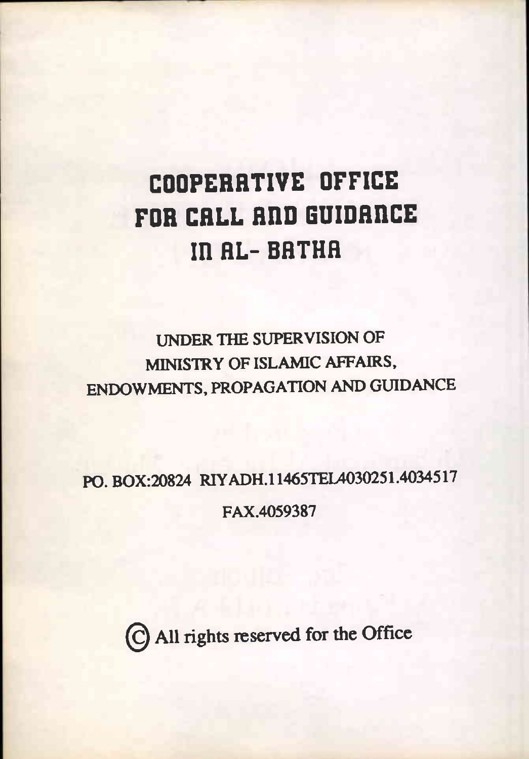# COOPERATIVE OFFICE FOR CALL AND GUIDANCE IN AL- BATHA

UNDER THE SUPERVISION OF
MINISTRY OF ISLAMIC AFFAIRS,
ENDOWMENTS, PROPAGATION AND GUIDANCE

PO. BOX:20824 RIYADH.11465TEL4030251.4034517

FAX.4059387

© All rights reserved for the Office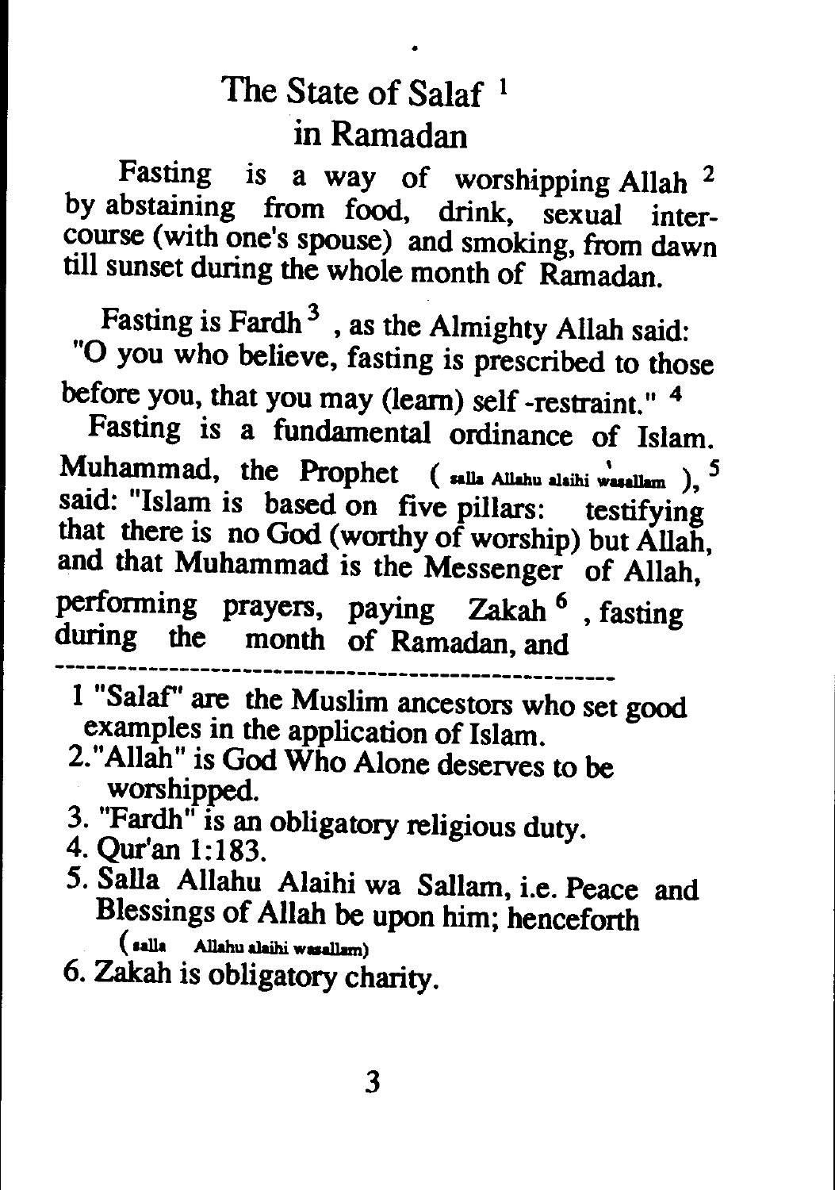# The State of Salaf [1] in Ramadan

Fasting is a way of worshipping Allah [2] by abstaining from food, drink, sexual intercourse (with one's spouse) and smoking, from dawn till sunset during the whole month of Ramadan.

Fasting is Fardh [3], as the Almighty Allah said: "O you who believe, fasting is prescribed to those before you, that you may (learn) self-restraint." [4]

Fasting is a fundamental ordinance of Islam. Muhammad, the Prophet (salla Allahu alaihi wasallam), [5] said: "Islam is based on five pillars: testifying that there is no God (worthy of worship) but Allah, and that Muhammad is the Messenger of Allah, performing prayers, paying Zakah [6], fasting during the month of Ramadan, and

---

1 "Salaf" are the Muslim ancestors who set good examples in the application of Islam.

2. "Allah" is God Who Alone deserves to be worshipped.

3. "Fardh" is an obligatory religious duty.

4. Qur'an 1:183.

5. Salla Allahu Alaihi wa Sallam, i.e. Peace and Blessings of Allah be upon him; henceforth (salla Allahu alaihi wasallam)

6. Zakah is obligatory charity.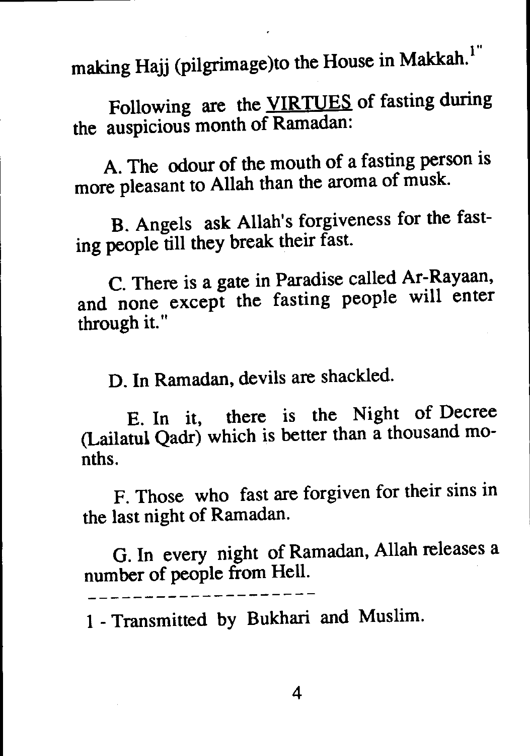making Hajj (pilgrimage)to the House in Makkah.[1]"

Following are the VIRTUES of fasting during the auspicious month of Ramadan:

A. The odour of the mouth of a fasting person is more pleasant to Allah than the aroma of musk.

B. Angels ask Allah's forgiveness for the fasting people till they break their fast.

C. There is a gate in Paradise called Ar-Rayaan, and none except the fasting people will enter through it."

D. In Ramadan, devils are shackled.

E. In it, there is the Night of Decree (Lailatul Qadr) which is better than a thousand months.

F. Those who fast are forgiven for their sins in the last night of Ramadan.

G. In every night of Ramadan, Allah releases a number of people from Hell.

---

1 - Transmitted by Bukhari and Muslim.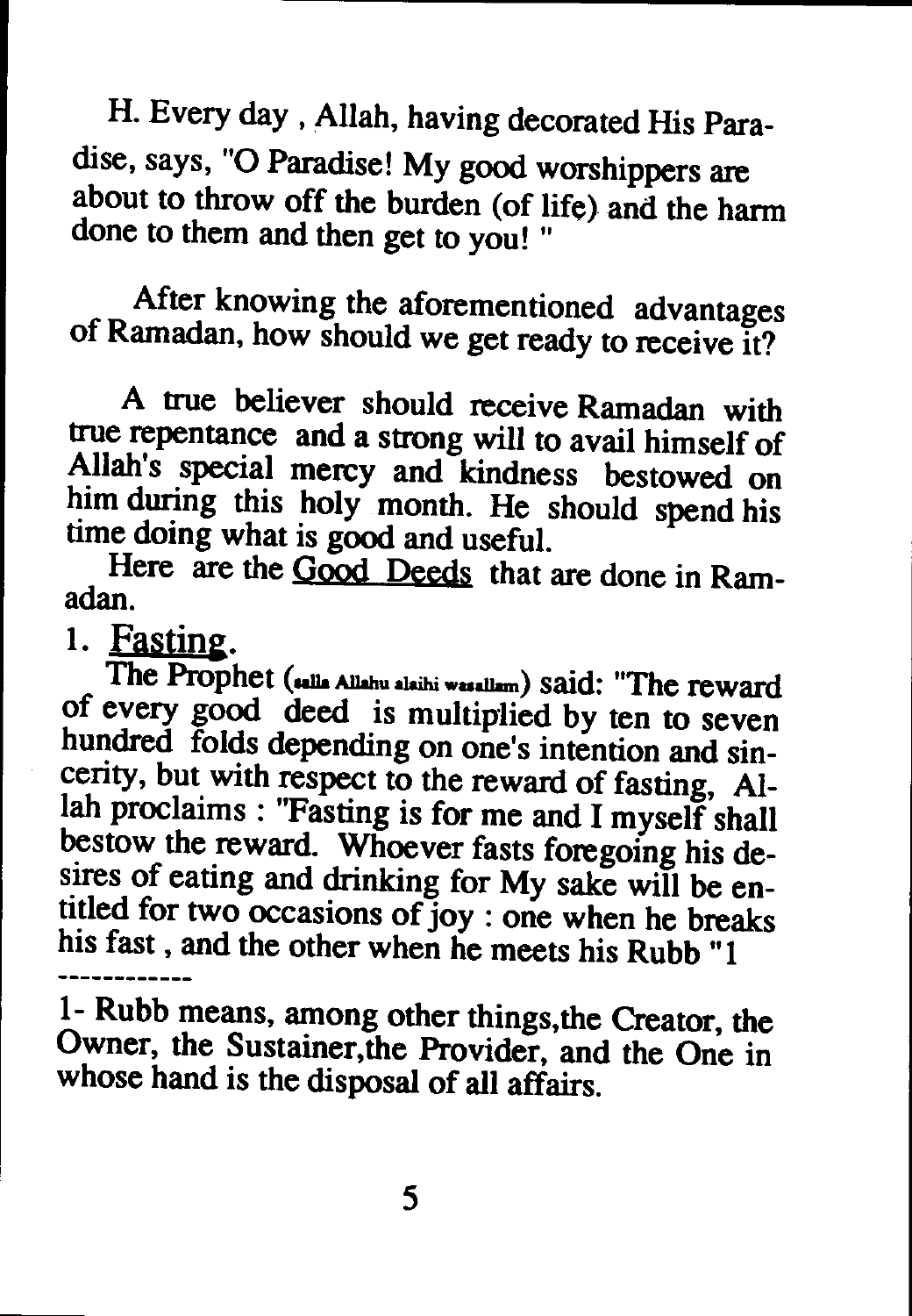H. Every day , Allah, having decorated His Paradise, says, "O Paradise! My good worshippers are about to throw off the burden (of life) and the harm done to them and then get to you! "

After knowing the aforementioned advantages of Ramadan, how should we get ready to receive it?

A true believer should receive Ramadan with true repentance and a strong will to avail himself of Allah's special mercy and kindness bestowed on him during this holy month. He should spend his time doing what is good and useful.

Here are the Good Deeds that are done in Ramadan.

## 1. Fasting.

The Prophet (salla Allahu alaihi wasallam) said: "The reward of every good deed is multiplied by ten to seven hundred folds depending on one's intention and sincerity, but with respect to the reward of fasting, Allah proclaims : "Fasting is for me and I myself shall bestow the reward. Whoever fasts foregoing his desires of eating and drinking for My sake will be entitled for two occasions of joy : one when he breaks his fast , and the other when he meets his Rubb "[1]

------------

1- Rubb means, among other things,the Creator, the Owner, the Sustainer,the Provider, and the One in whose hand is the disposal of all affairs.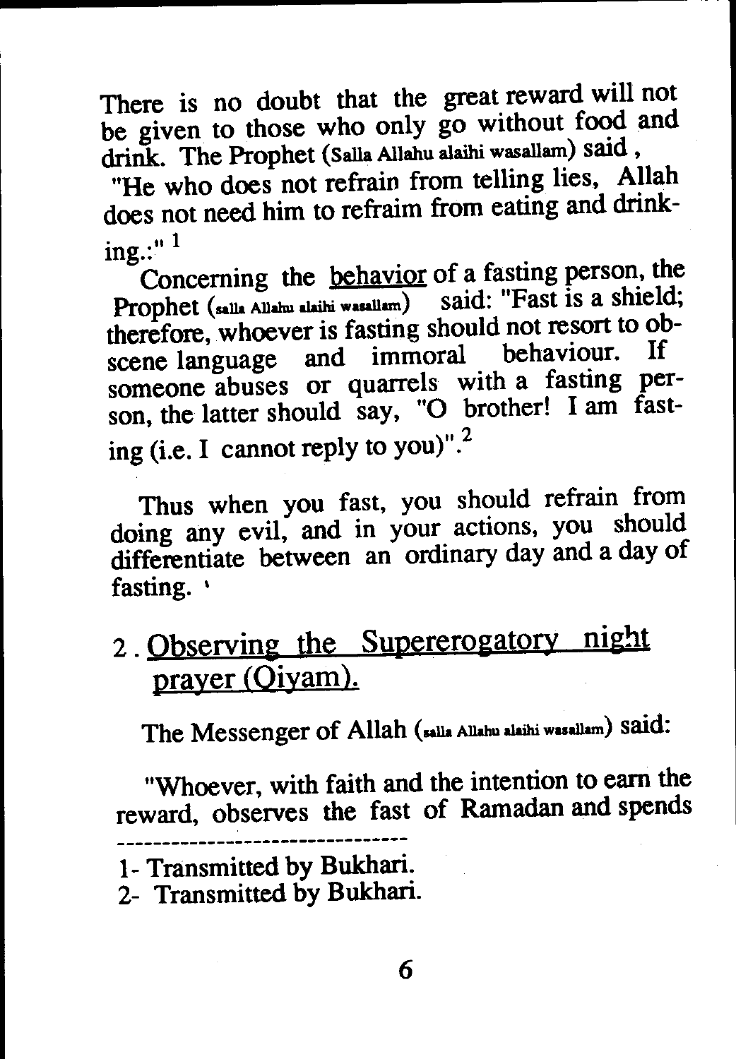There is no doubt that the great reward will not be given to those who only go without food and drink. The Prophet (Salla Allahu alaihi wasallam) said ,

"He who does not refrain from telling lies, Allah does not need him to refraim from eating and drinking.:" [1]

Concerning the behavior of a fasting person, the Prophet (salla Allahu alaihi wasallam) said: "Fast is a shield; therefore, whoever is fasting should not resort to obscene language and immoral behaviour. If someone abuses or quarrels with a fasting person, the latter should say, "O brother! I am fasting (i.e. I cannot reply to you)". [2]

Thus when you fast, you should refrain from doing any evil, and in your actions, you should differentiate between an ordinary day and a day of fasting. '

## 2. Observing the Supererogatory night prayer (Qiyam).

The Messenger of Allah (salla Allahu alaihi wasallam) said:

"Whoever, with faith and the intention to earn the reward, observes the fast of Ramadan and spends

---

1- Transmitted by Bukhari.
2- Transmitted by Bukhari.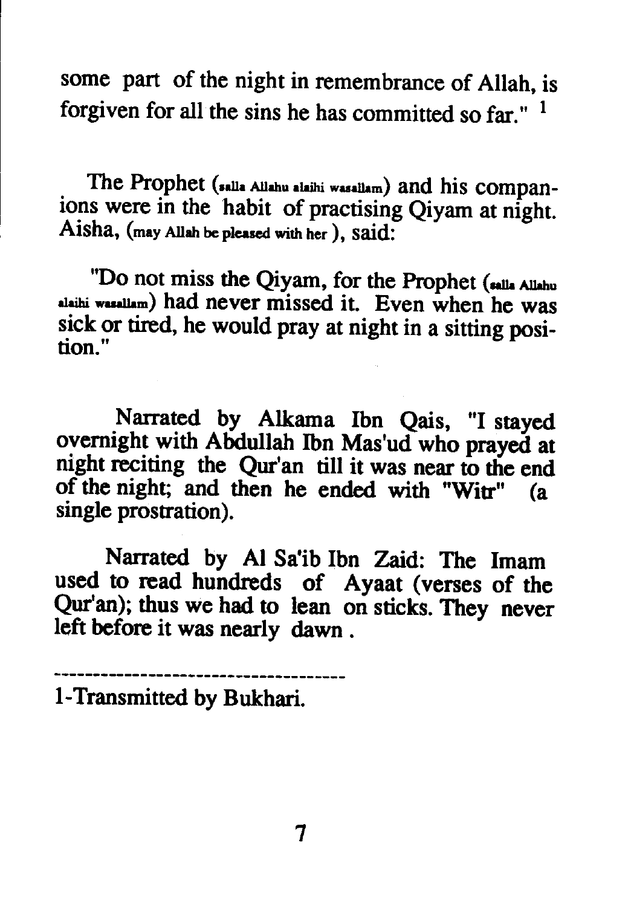some part of the night in remembrance of Allah, is forgiven for all the sins he has committed so far." [1]

The Prophet (salla Allahu alaihi wasallam) and his companions were in the habit of practising Qiyam at night. Aisha, (may Allah be pleased with her), said:

"Do not miss the Qiyam, for the Prophet (salla Allahu alaihi wasallam) had never missed it. Even when he was sick or tired, he would pray at night in a sitting position."

Narrated by Alkama Ibn Qais, "I stayed overnight with Abdullah Ibn Mas'ud who prayed at night reciting the Qur'an till it was near to the end of the night; and then he ended with "Witr" (a single prostration).

Narrated by Al Sa'ib Ibn Zaid: The Imam used to read hundreds of Ayaat (verses of the Qur'an); thus we had to lean on sticks. They never left before it was nearly dawn.

---

1-Transmitted by Bukhari.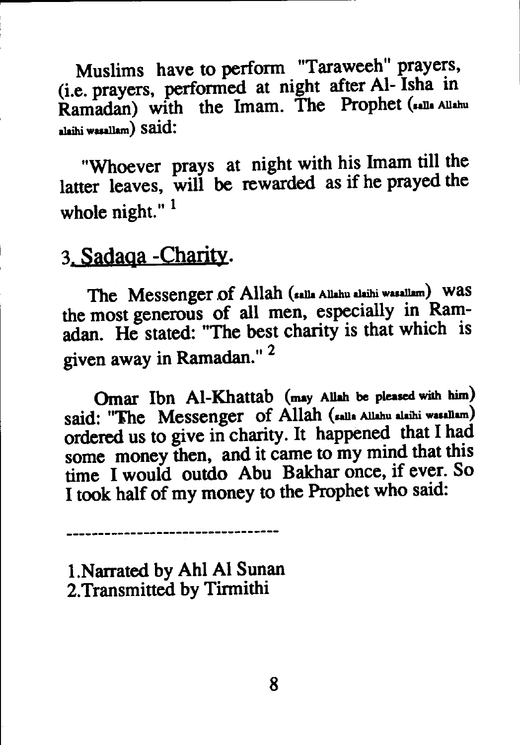Muslims have to perform "Taraweeh" prayers, (i.e. prayers, performed at night after Al- Isha in Ramadan) with the Imam. The Prophet (salla Allahu alaihi wasallam) said:

"Whoever prays at night with his Imam till the latter leaves, will be rewarded as if he prayed the whole night." [1]

## 3. Sadaqa -Charity.

The Messenger of Allah (salla Allahu alaihi wasallam) was the most generous of all men, especially in Ramadan. He stated: "The best charity is that which is given away in Ramadan." [2]

Omar Ibn Al-Khattab (may Allah be pleased with him) said: "The Messenger of Allah (salla Allahu alaihi wasallam) ordered us to give in charity. It happened that I had some money then, and it came to my mind that this time I would outdo Abu Bakhar once, if ever. So I took half of my money to the Prophet who said:

---

1. Narrated by Ahl Al Sunan
2. Transmitted by Tirmithi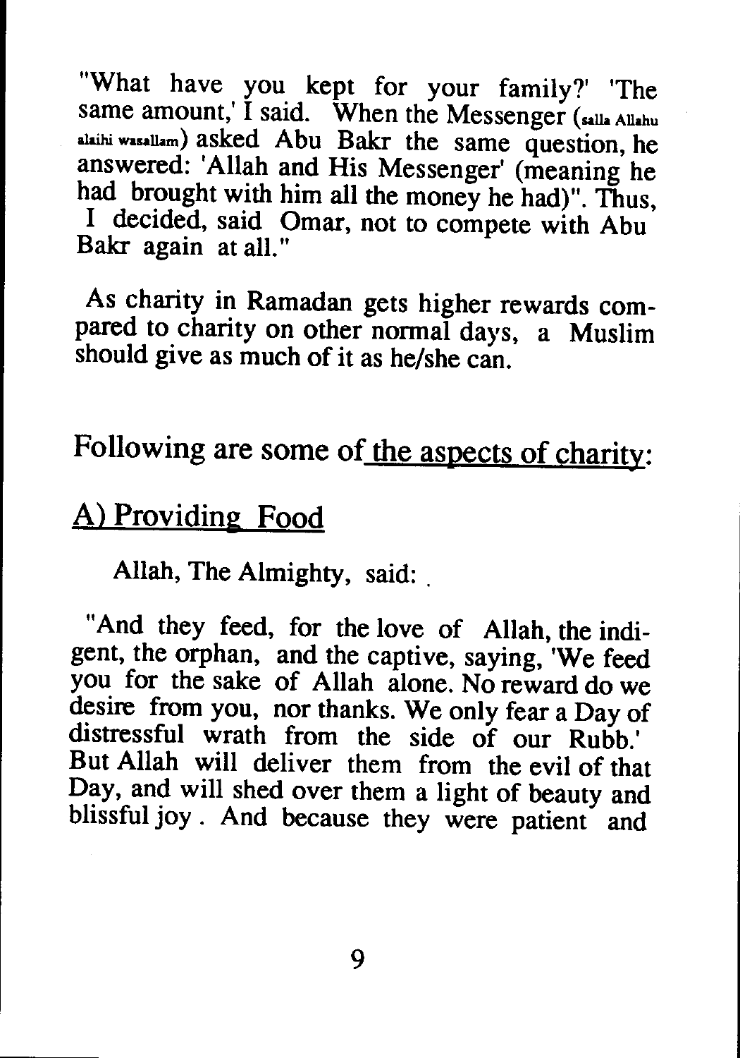"What have you kept for your family?' 'The same amount,' I said. When the Messenger (salla Allahu alaihi wasallam) asked Abu Bakr the same question, he answered: 'Allah and His Messenger' (meaning he had brought with him all the money he had)". Thus, I decided, said Omar, not to compete with Abu Bakr again at all."

As charity in Ramadan gets higher rewards compared to charity on other normal days, a Muslim should give as much of it as he/she can.

## Following are some of the aspects of charity:

### A) Providing Food

Allah, The Almighty, said:

"And they feed, for the love of Allah, the indigent, the orphan, and the captive, saying, 'We feed you for the sake of Allah alone. No reward do we desire from you, nor thanks. We only fear a Day of distressful wrath from the side of our Rubb.' But Allah will deliver them from the evil of that Day, and will shed over them a light of beauty and blissful joy. And because they were patient and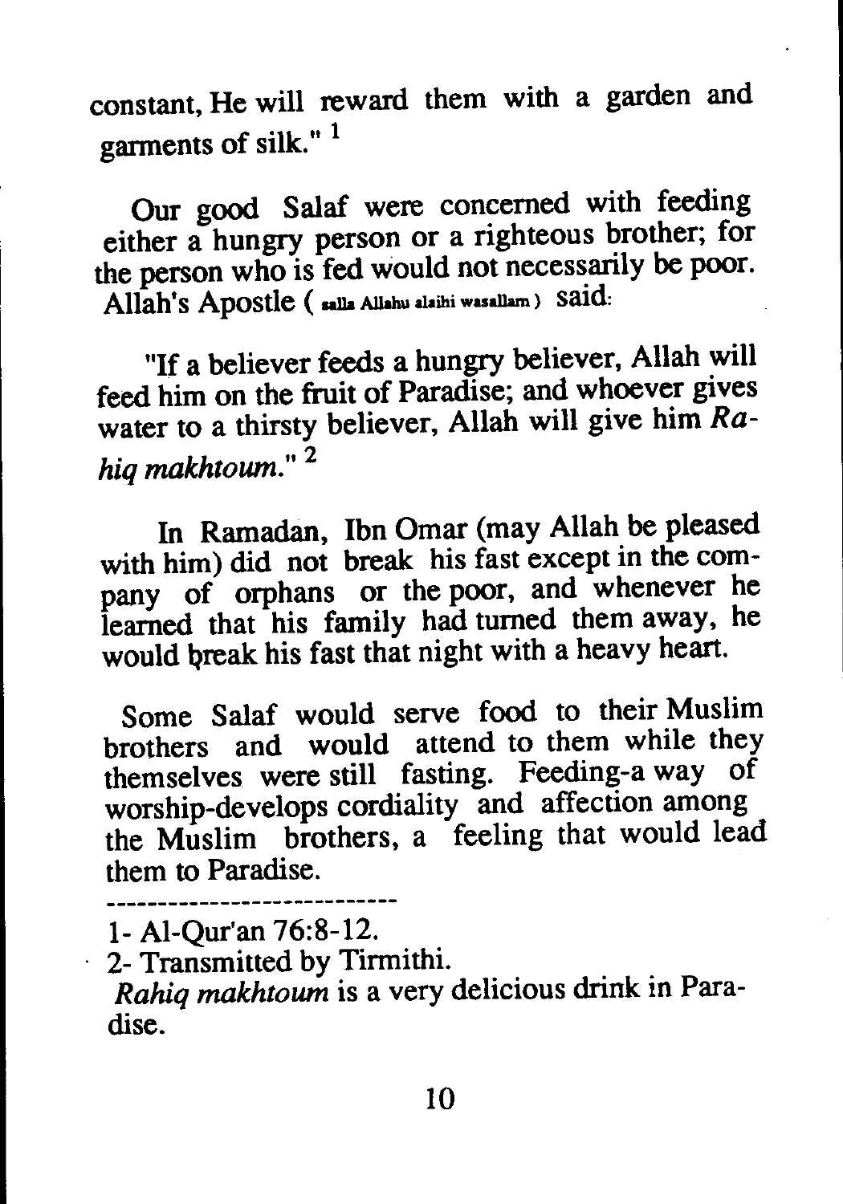constant, He will reward them with a garden and garments of silk." [1]

Our good Salaf were concerned with feeding either a hungry person or a righteous brother; for the person who is fed would not necessarily be poor. Allah's Apostle ( salla Allahu alaihi wasallam ) said:

"If a believer feeds a hungry believer, Allah will feed him on the fruit of Paradise; and whoever gives water to a thirsty believer, Allah will give him *Rahiq makhtoum*." [2]

In Ramadan, Ibn Omar (may Allah be pleased with him) did not break his fast except in the company of orphans or the poor, and whenever he learned that his family had turned them away, he would break his fast that night with a heavy heart.

Some Salaf would serve food to their Muslim brothers and would attend to them while they themselves were still fasting. Feeding-a way of worship-develops cordiality and affection among the Muslim brothers, a feeling that would lead them to Paradise.

---

1- Al-Qur'an 76:8-12.

2- Transmitted by Tirmithi.

*Rahiq makhtoum* is a very delicious drink in Paradise.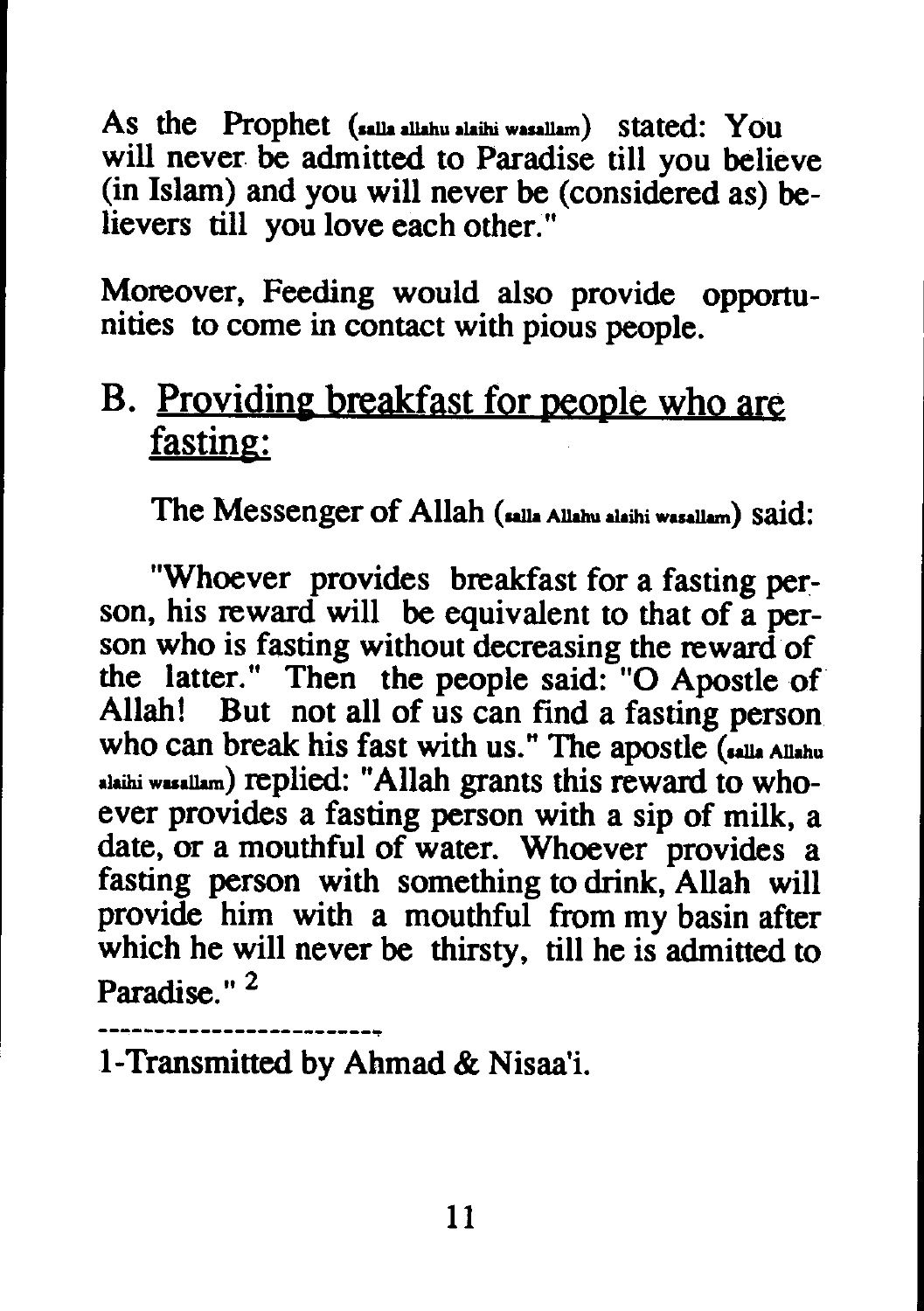As the Prophet (salla allahu alaihi wasallam) stated: You will never be admitted to Paradise till you believe (in Islam) and you will never be (considered as) believers till you love each other."

Moreover, Feeding would also provide opportunities to come in contact with pious people.

## B. Providing breakfast for people who are fasting:

The Messenger of Allah (salla Allahu alaihi wasallam) said:

"Whoever provides breakfast for a fasting person, his reward will be equivalent to that of a person who is fasting without decreasing the reward of the latter." Then the people said: "O Apostle of Allah! But not all of us can find a fasting person who can break his fast with us." The apostle (salla Allahu alaihi wasallam) replied: "Allah grants this reward to whoever provides a fasting person with a sip of milk, a date, or a mouthful of water. Whoever provides a fasting person with something to drink, Allah will provide him with a mouthful from my basin after which he will never be thirsty, till he is admitted to Paradise." [2]

---

1-Transmitted by Ahmad & Nisaa'i.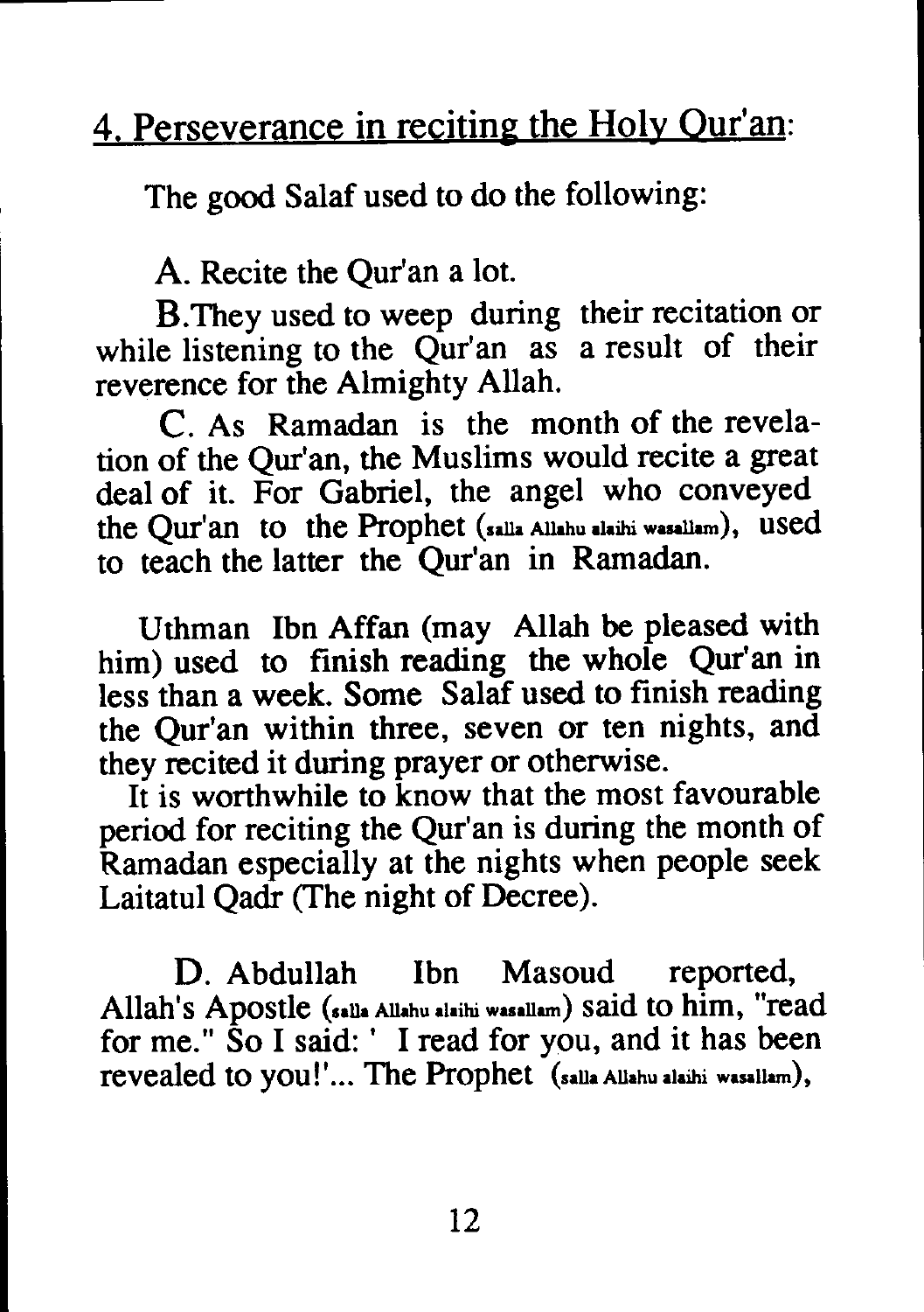## 4. Perseverance in reciting the Holy Qur'an:

The good Salaf used to do the following:

A. Recite the Qur'an a lot.

B.They used to weep during their recitation or while listening to the Qur'an as a result of their reverence for the Almighty Allah.

C. As Ramadan is the month of the revelation of the Qur'an, the Muslims would recite a great deal of it. For Gabriel, the angel who conveyed the Qur'an to the Prophet (salla Allahu alaihi wasallam), used to teach the latter the Qur'an in Ramadan.

Uthman Ibn Affan (may Allah be pleased with him) used to finish reading the whole Qur'an in less than a week. Some Salaf used to finish reading the Qur'an within three, seven or ten nights, and they recited it during prayer or otherwise.

It is worthwhile to know that the most favourable period for reciting the Qur'an is during the month of Ramadan especially at the nights when people seek Laitatul Qadr (The night of Decree).

D. Abdullah Ibn Masoud reported, Allah's Apostle (salla Allahu alaihi wasallam) said to him, "read for me." So I said: ' I read for you, and it has been revealed to you!'... The Prophet (salla Allahu alaihi wasallam),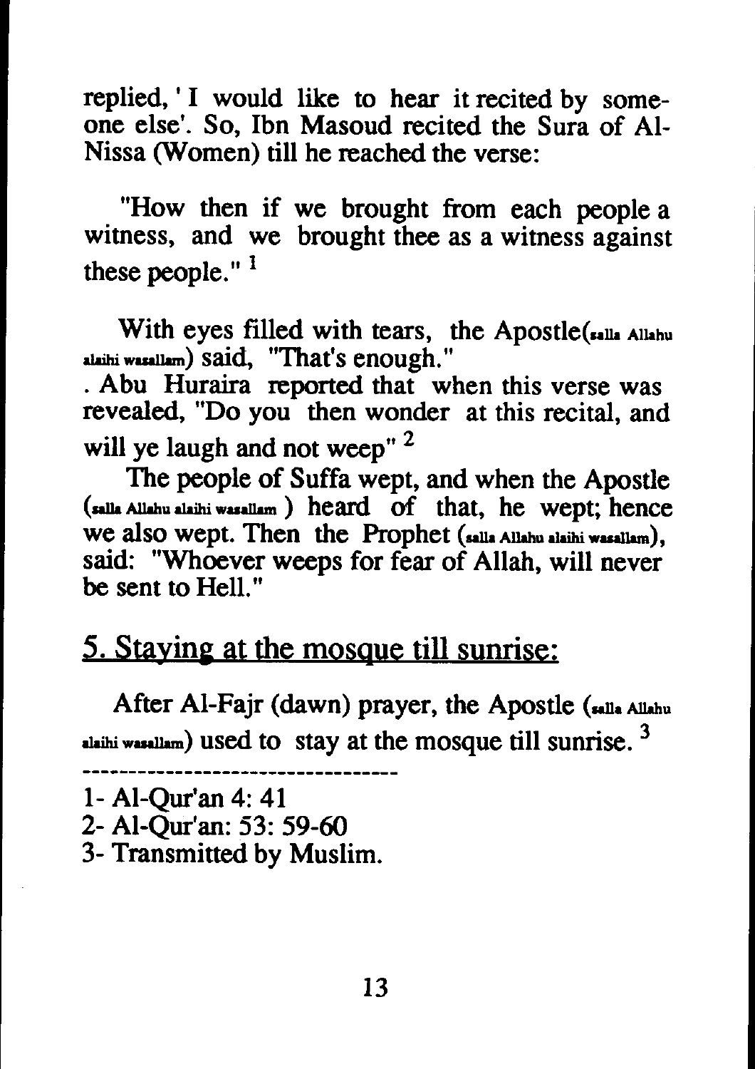replied, ' I would like to hear it recited by some-one else'. So, Ibn Masoud recited the Sura of Al-Nissa (Women) till he reached the verse:

"How then if we brought from each people a witness, and we brought thee as a witness against these people." [1]

With eyes filled with tears, the Apostle(salla Allahu alaihi wasallam) said, "That's enough."

. Abu Huraira reported that when this verse was revealed, "Do you then wonder at this recital, and will ye laugh and not weep" [2]

The people of Suffa wept, and when the Apostle (salla Allahu alaihi wasallam ) heard of that, he wept; hence we also wept. Then the Prophet (salla Allahu alaihi wasallam), said: "Whoever weeps for fear of Allah, will never be sent to Hell."

## 5. Staying at the mosque till sunrise:

After Al-Fajr (dawn) prayer, the Apostle (salla Allahu alaihi wasallam) used to stay at the mosque till sunrise. [3]

---

1- Al-Qur'an 4: 41
2- Al-Qur'an: 53: 59-60
3- Transmitted by Muslim.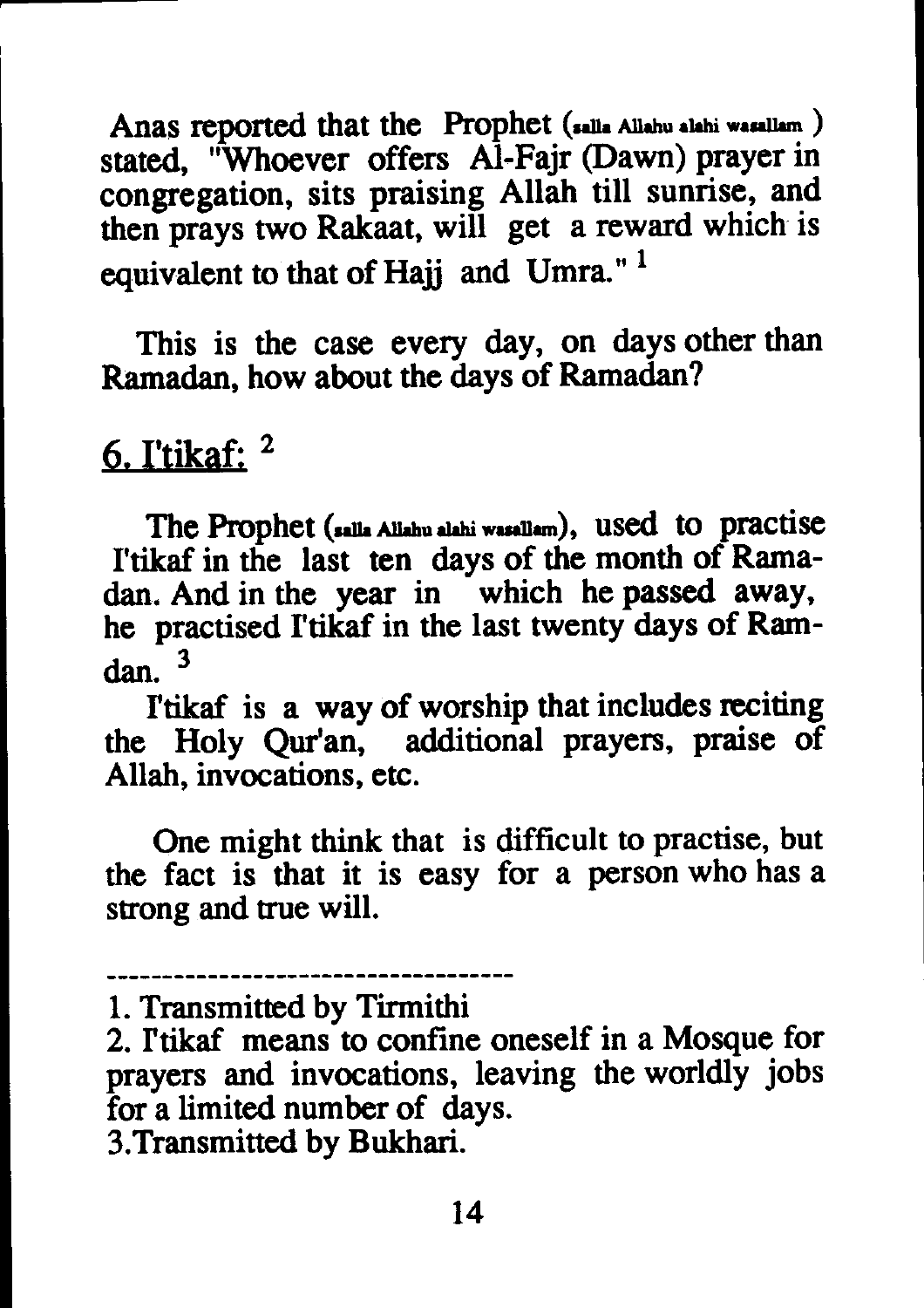Anas reported that the Prophet (salla Allahu alahi wasallam) stated, "Whoever offers Al-Fajr (Dawn) prayer in congregation, sits praising Allah till sunrise, and then prays two Rakaat, will get a reward which is equivalent to that of Hajj and Umra." [1]

This is the case every day, on days other than Ramadan, how about the days of Ramadan?

## 6. I'tikaf: [2]

The Prophet (salla Allahu alahi wasallam), used to practise I'tikaf in the last ten days of the month of Ramadan. And in the year in which he passed away, he practised I'tikaf in the last twenty days of Ramdan. [3]

I'tikaf is a way of worship that includes reciting the Holy Qur'an, additional prayers, praise of Allah, invocations, etc.

One might think that is difficult to practise, but the fact is that it is easy for a person who has a strong and true will.

-----------------------------------

1. Transmitted by Tirmithi
2. I'tikaf means to confine oneself in a Mosque for prayers and invocations, leaving the worldly jobs for a limited number of days.
3. Transmitted by Bukhari.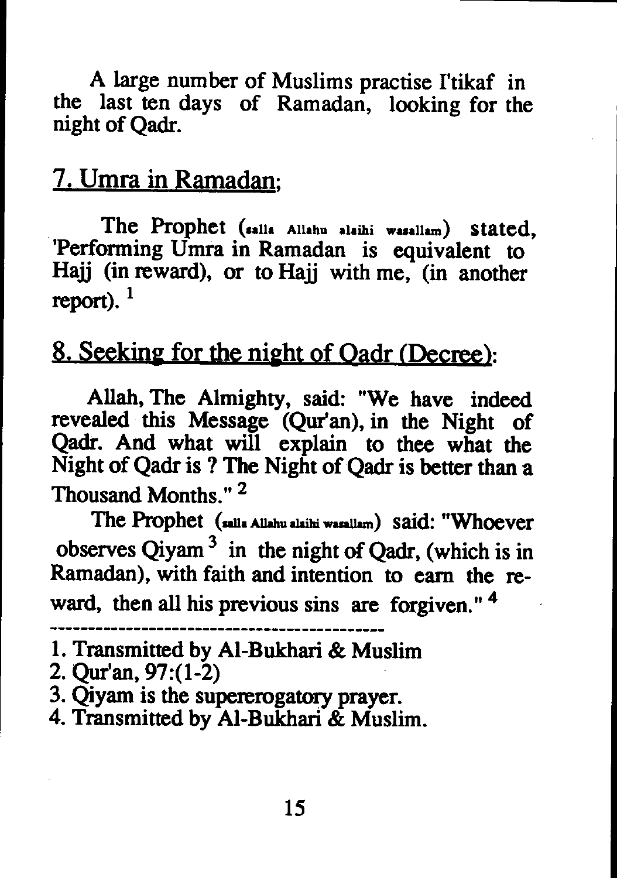A large number of Muslims practise I'tikaf in the last ten days of Ramadan, looking for the night of Qadr.

## 7. Umra in Ramadan;

The Prophet (salla Allahu alaihi wasallam) stated, 'Performing Umra in Ramadan is equivalent to Hajj (in reward), or to Hajj with me, (in another report). [1]

## 8. Seeking for the night of Qadr (Decree):

Allah, The Almighty, said: "We have indeed revealed this Message (Qur'an), in the Night of Qadr. And what will explain to thee what the Night of Qadr is ? The Night of Qadr is better than a Thousand Months." [2]

The Prophet (salla Allahu alaihi wasallam) said: "Whoever observes Qiyam [3] in the night of Qadr, (which is in Ramadan), with faith and intention to earn the reward, then all his previous sins are forgiven." [4]

---

1. Transmitted by Al-Bukhari & Muslim
2. Qur'an, 97:(1-2)
3. Qiyam is the supererogatory prayer.
4. Transmitted by Al-Bukhari & Muslim.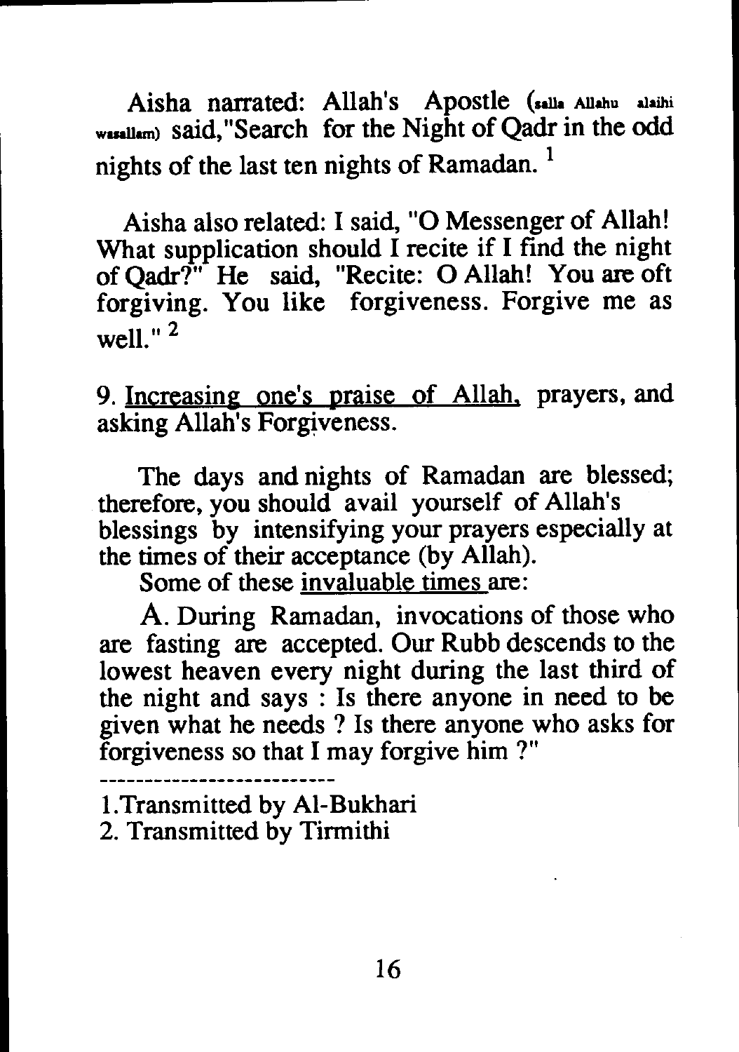Aisha narrated: Allah's Apostle (salla Allahu alaihi wasallam) said,"Search for the Night of Qadr in the odd nights of the last ten nights of Ramadan. [1]

Aisha also related: I said, "O Messenger of Allah! What supplication should I recite if I find the night of Qadr?" He said, "Recite: O Allah! You are oft forgiving. You like forgiveness. Forgive me as well." [2]

9. Increasing one's praise of Allah, prayers, and asking Allah's Forgiveness.

The days and nights of Ramadan are blessed; therefore, you should avail yourself of Allah's blessings by intensifying your prayers especially at the times of their acceptance (by Allah).

Some of these invaluable times are:

A. During Ramadan, invocations of those who are fasting are accepted. Our Rubb descends to the lowest heaven every night during the last third of the night and says : Is there anyone in need to be given what he needs ? Is there anyone who asks for forgiveness so that I may forgive him ?"

---

1. Transmitted by Al-Bukhari
2. Transmitted by Tirmithi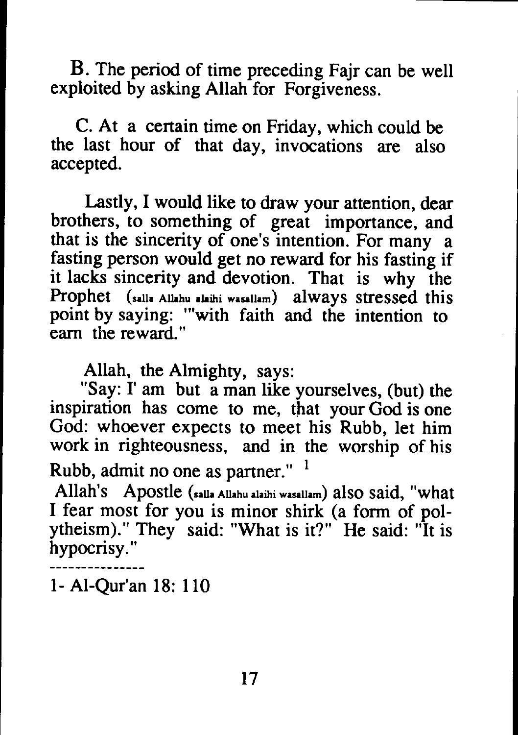B. The period of time preceding Fajr can be well exploited by asking Allah for Forgiveness.

C. At a certain time on Friday, which could be the last hour of that day, invocations are also accepted.

Lastly, I would like to draw your attention, dear brothers, to something of great importance, and that is the sincerity of one's intention. For many a fasting person would get no reward for his fasting if it lacks sincerity and devotion. That is why the Prophet (salla Allahu alaihi wasallam) always stressed this point by saying: '"with faith and the intention to earn the reward."

Allah, the Almighty, says:

"Say: I' am but a man like yourselves, (but) the inspiration has come to me, that your God is one God: whoever expects to meet his Rubb, let him work in righteousness, and in the worship of his Rubb, admit no one as partner." [1]

Allah's Apostle (salla Allahu alaihi wasallam) also said, "what I fear most for you is minor shirk (a form of polytheism)." They said: "What is it?" He said: "It is hypocrisy."

---------------

1- Al-Qur'an 18: 110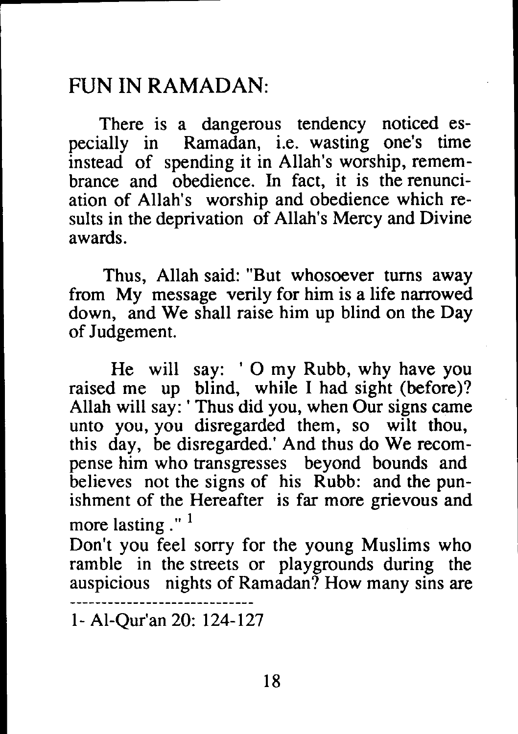## FUN IN RAMADAN:

There is a dangerous tendency noticed especially in Ramadan, i.e. wasting one's time instead of spending it in Allah's worship, remembrance and obedience. In fact, it is the renunciation of Allah's worship and obedience which results in the deprivation of Allah's Mercy and Divine awards.

Thus, Allah said: "But whosoever turns away from My message verily for him is a life narrowed down, and We shall raise him up blind on the Day of Judgement.

He will say: ' O my Rubb, why have you raised me up blind, while I had sight (before)? Allah will say: ' Thus did you, when Our signs came unto you, you disregarded them, so wilt thou, this day, be disregarded.' And thus do We recompense him who transgresses beyond bounds and believes not the signs of his Rubb: and the punishment of the Hereafter is far more grievous and more lasting ." [1]

Don't you feel sorry for the young Muslims who ramble in the streets or playgrounds during the auspicious nights of Ramadan? How many sins are

---

1- Al-Qur'an 20: 124-127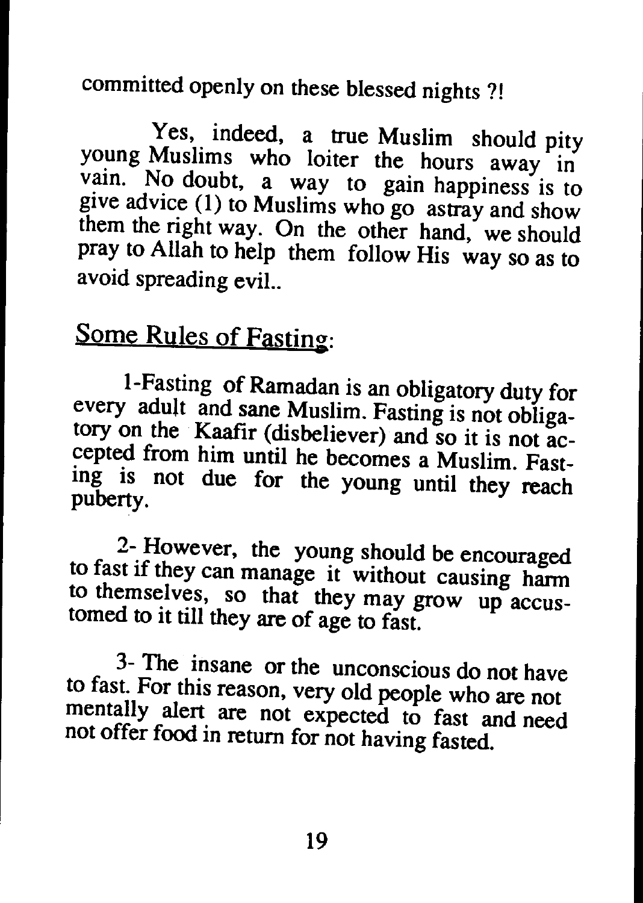committed openly on these blessed nights ?!

Yes, indeed, a true Muslim should pity young Muslims who loiter the hours away in vain. No doubt, a way to gain happiness is to give advice (1) to Muslims who go astray and show them the right way. On the other hand, we should pray to Allah to help them follow His way so as to avoid spreading evil..

## Some Rules of Fasting:

1-Fasting of Ramadan is an obligatory duty for every adult and sane Muslim. Fasting is not obligatory on the Kaafir (disbeliever) and so it is not accepted from him until he becomes a Muslim. Fasting is not due for the young until they reach puberty.

2- However, the young should be encouraged to fast if they can manage it without causing harm to themselves, so that they may grow up accustomed to it till they are of age to fast.

3- The insane or the unconscious do not have to fast. For this reason, very old people who are not mentally alert are not expected to fast and need not offer food in return for not having fasted.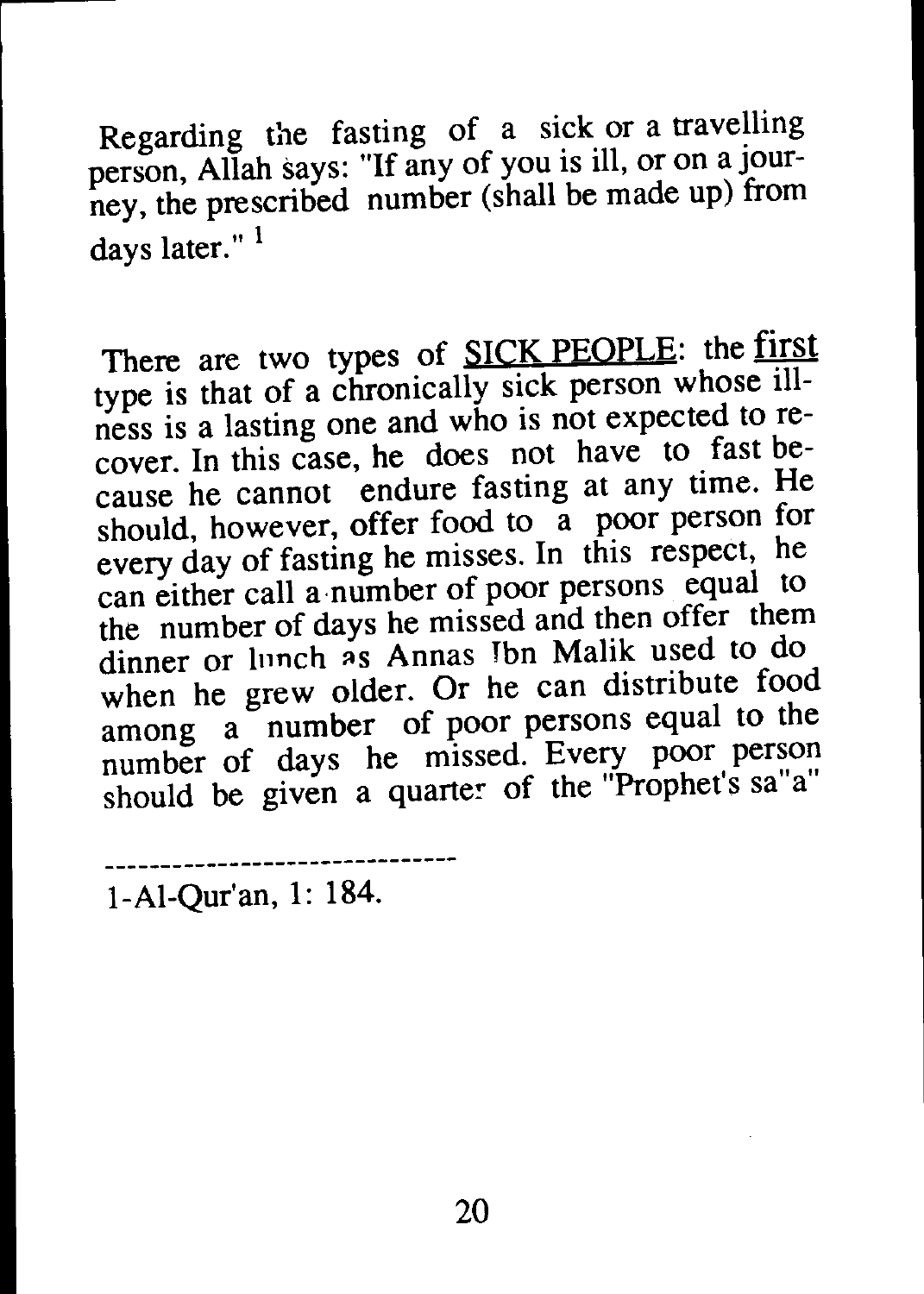Regarding the fasting of a sick or a travelling person, Allah says: "If any of you is ill, or on a journey, the prescribed number (shall be made up) from days later." [1]

There are two types of <u>SICK PEOPLE</u>: the <u>first</u> type is that of a chronically sick person whose illness is a lasting one and who is not expected to recover. In this case, he does not have to fast because he cannot endure fasting at any time. He should, however, offer food to a poor person for every day of fasting he misses. In this respect, he can either call a number of poor persons equal to the number of days he missed and then offer them dinner or lunch as Annas Ibn Malik used to do when he grew older. Or he can distribute food among a number of poor persons equal to the number of days he missed. Every poor person should be given a quarter of the "Prophet's sa"a"

---

1-Al-Qur'an, 1: 184.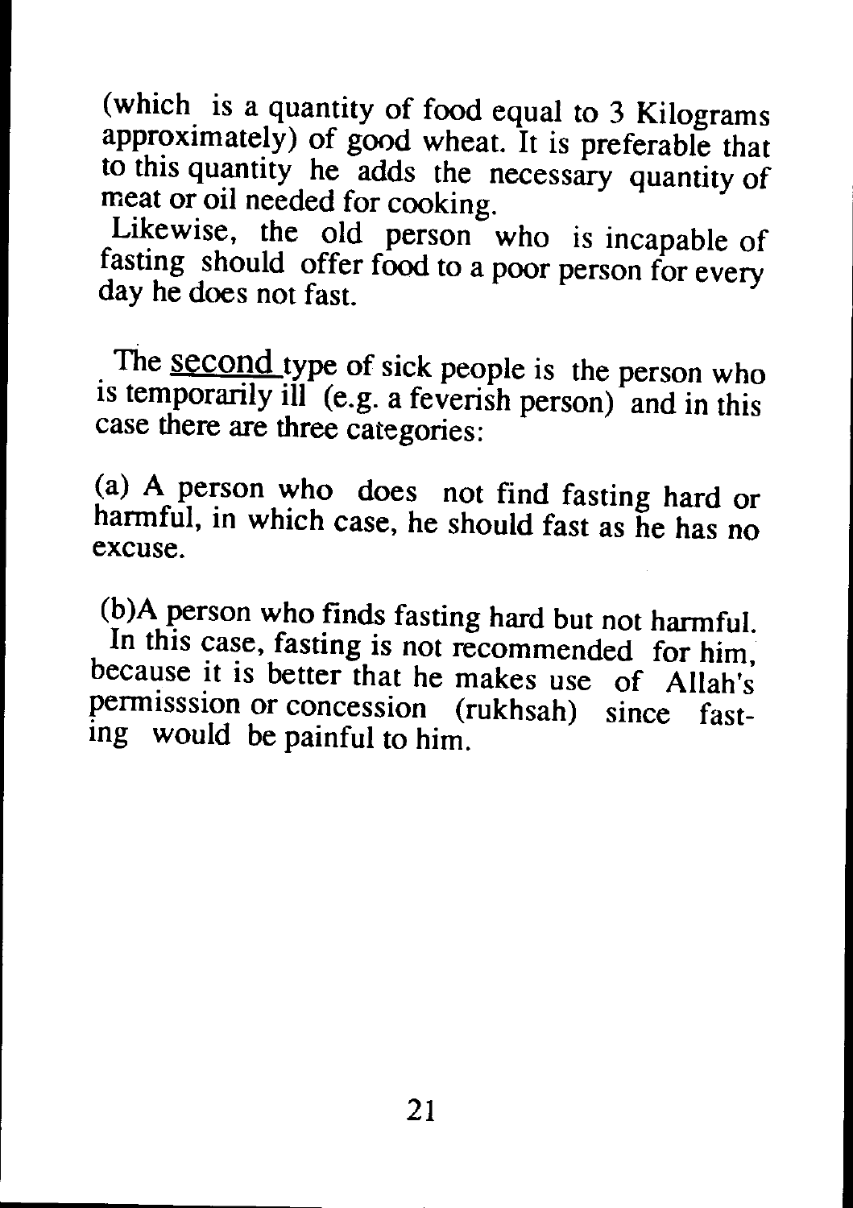(which is a quantity of food equal to 3 Kilograms approximately) of good wheat. It is preferable that to this quantity he adds the necessary quantity of meat or oil needed for cooking.

Likewise, the old person who is incapable of fasting should offer food to a poor person for every day he does not fast.

The <u>second</u> type of sick people is the person who is temporarily ill (e.g. a feverish person) and in this case there are three categories:

(a) A person who does not find fasting hard or harmful, in which case, he should fast as he has no excuse.

(b)A person who finds fasting hard but not harmful. In this case, fasting is not recommended for him, because it is better that he makes use of Allah's permisssion or concession (rukhsah) since fasting would be painful to him.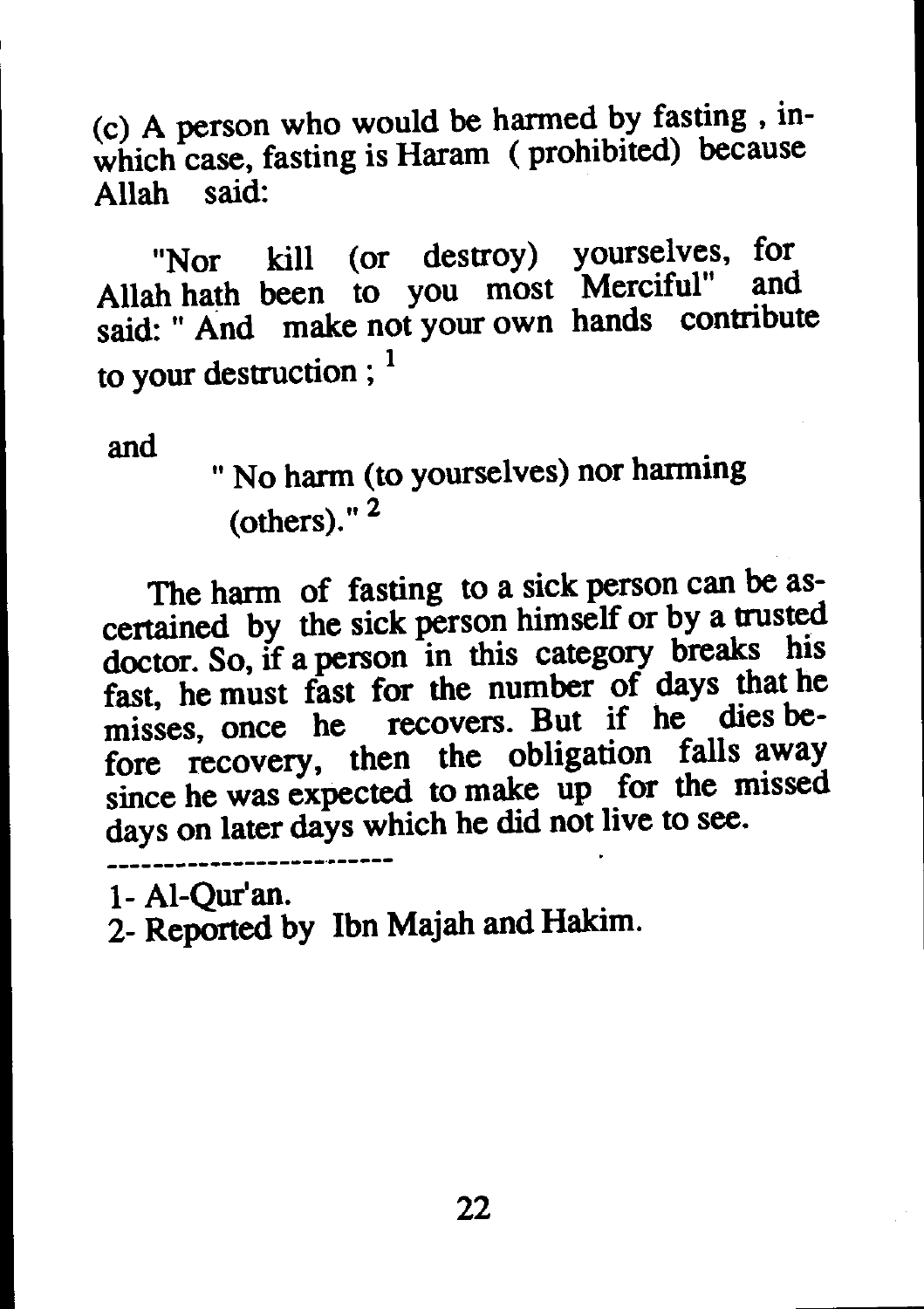(c) A person who would be harmed by fasting , in-which case, fasting is Haram ( prohibited) because Allah said:

"Nor kill (or destroy) yourselves, for Allah hath been to you most Merciful" and said: " And make not your own hands contribute to your destruction ; [1]

and

" No harm (to yourselves) nor harming (others)." [2]

The harm of fasting to a sick person can be ascertained by the sick person himself or by a trusted doctor. So, if a person in this category breaks his fast, he must fast for the number of days that he misses, once he recovers. But if he dies before recovery, then the obligation falls away since he was expected to make up for the missed days on later days which he did not live to see.

---

1- Al-Qur'an.

2- Reported by Ibn Majah and Hakim.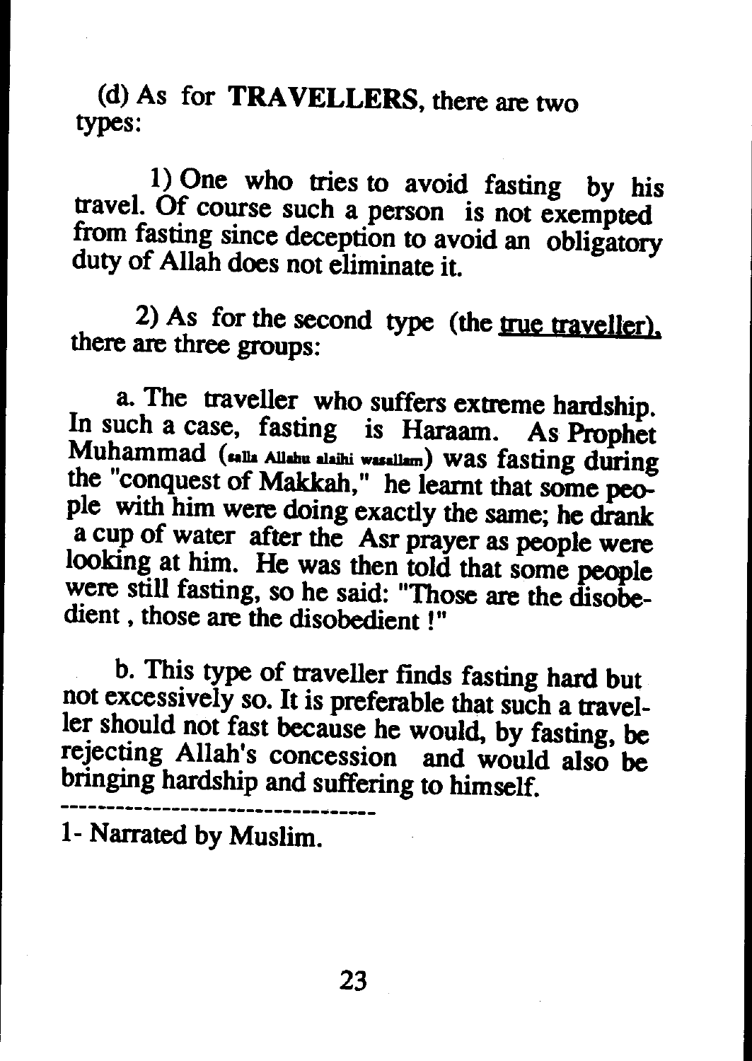(d) As for **TRAVELLERS**, there are two types:

1) One who tries to avoid fasting by his travel. Of course such a person is not exempted from fasting since deception to avoid an obligatory duty of Allah does not eliminate it.

2) As for the second type (the <u>true traveller</u>), there are three groups:

a. The traveller who suffers extreme hardship. In such a case, fasting is Haraam. As Prophet Muhammad (salla Allahu alaihi wasallam) was fasting during the "conquest of Makkah," he learnt that some people with him were doing exactly the same; he drank a cup of water after the Asr prayer as people were looking at him. He was then told that some people were still fasting, so he said: "Those are the disobedient, those are the disobedient !"

b. This type of traveller finds fasting hard but not excessively so. It is preferable that such a traveller should not fast because he would, by fasting, be rejecting Allah's concession and would also be bringing hardship and suffering to himself.

---

1- Narrated by Muslim.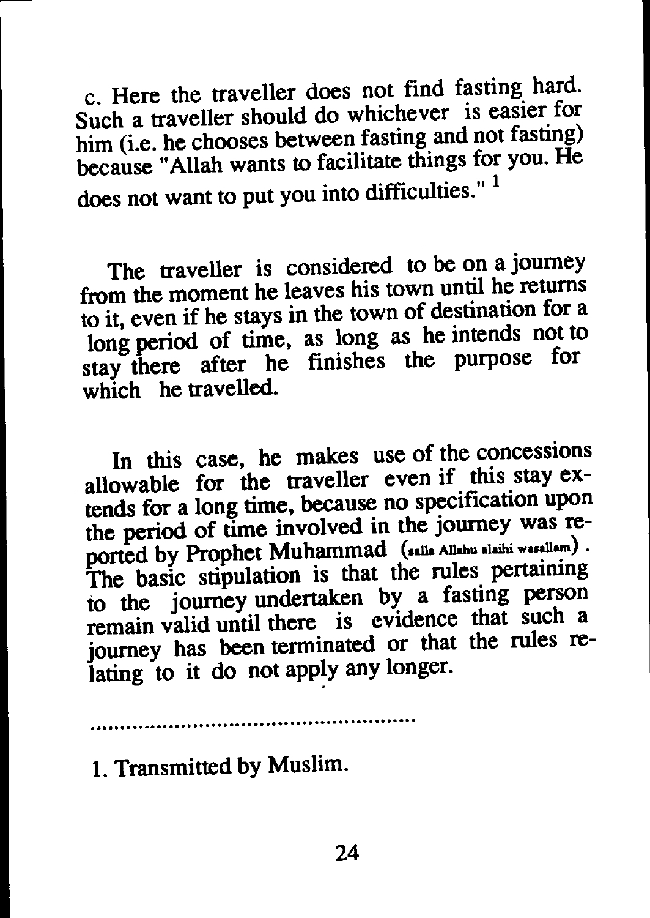c. Here the traveller does not find fasting hard. Such a traveller should do whichever is easier for him (i.e. he chooses between fasting and not fasting) because "Allah wants to facilitate things for you. He does not want to put you into difficulties." [1]

The traveller is considered to be on a journey from the moment he leaves his town until he returns to it, even if he stays in the town of destination for a long period of time, as long as he intends not to stay there after he finishes the purpose for which he travelled.

In this case, he makes use of the concessions allowable for the traveller even if this stay extends for a long time, because no specification upon the period of time involved in the journey was reported by Prophet Muhammad (salla Allahu alaihi wasallam). The basic stipulation is that the rules pertaining to the journey undertaken by a fasting person remain valid until there is evidence that such a journey has been terminated or that the rules relating to it do not apply any longer.

........................................................

1. Transmitted by Muslim.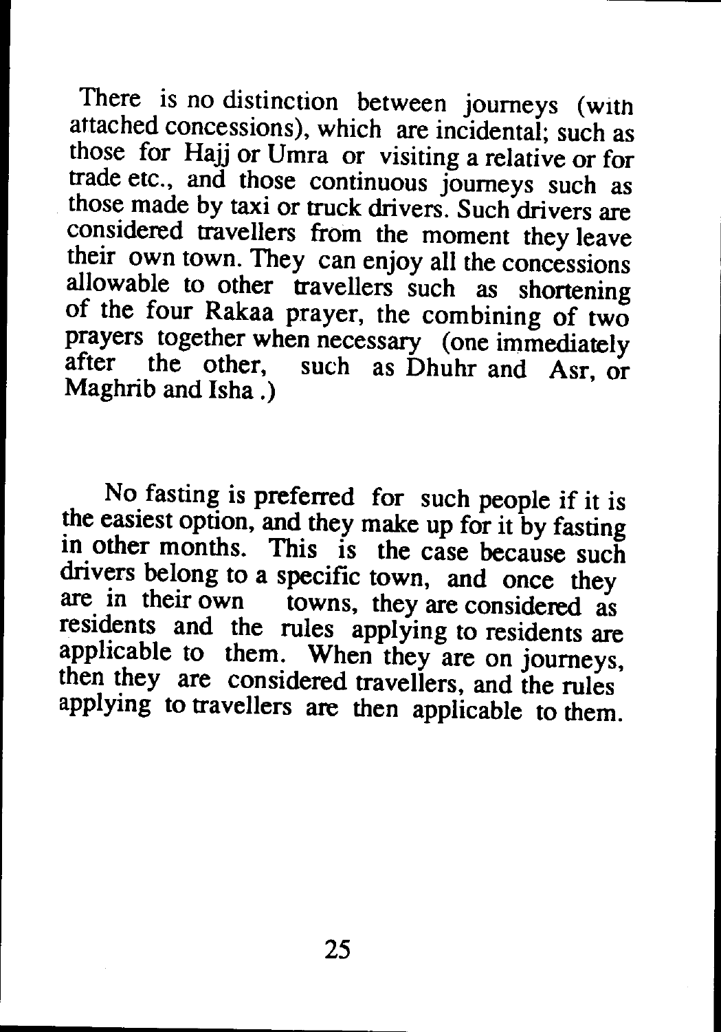There is no distinction between journeys (with attached concessions), which are incidental; such as those for Hajj or Umra or visiting a relative or for trade etc., and those continuous journeys such as those made by taxi or truck drivers. Such drivers are considered travellers from the moment they leave their own town. They can enjoy all the concessions allowable to other travellers such as shortening of the four Rakaa prayer, the combining of two prayers together when necessary (one immediately after the other, such as Dhuhr and Asr, or Maghrib and Isha .)

No fasting is preferred for such people if it is the easiest option, and they make up for it by fasting in other months. This is the case because such drivers belong to a specific town, and once they are in their own towns, they are considered as residents and the rules applying to residents are applicable to them. When they are on journeys, then they are considered travellers, and the rules applying to travellers are then applicable to them.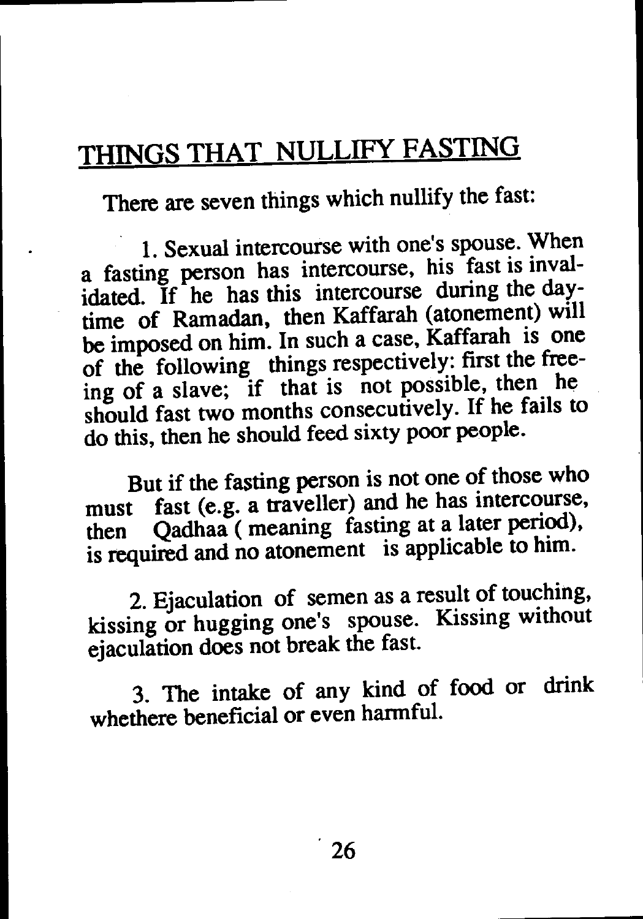# THINGS THAT NULLIFY FASTING

There are seven things which nullify the fast:

1. Sexual intercourse with one's spouse. When a fasting person has intercourse, his fast is invalidated. If he has this intercourse during the daytime of Ramadan, then Kaffarah (atonement) will be imposed on him. In such a case, Kaffarah is one of the following things respectively: first the freeing of a slave; if that is not possible, then he should fast two months consecutively. If he fails to do this, then he should feed sixty poor people.

But if the fasting person is not one of those who must fast (e.g. a traveller) and he has intercourse, then Qadhaa ( meaning fasting at a later period), is required and no atonement is applicable to him.

2. Ejaculation of semen as a result of touching, kissing or hugging one's spouse. Kissing without ejaculation does not break the fast.

3. The intake of any kind of food or drink whethere beneficial or even harmful.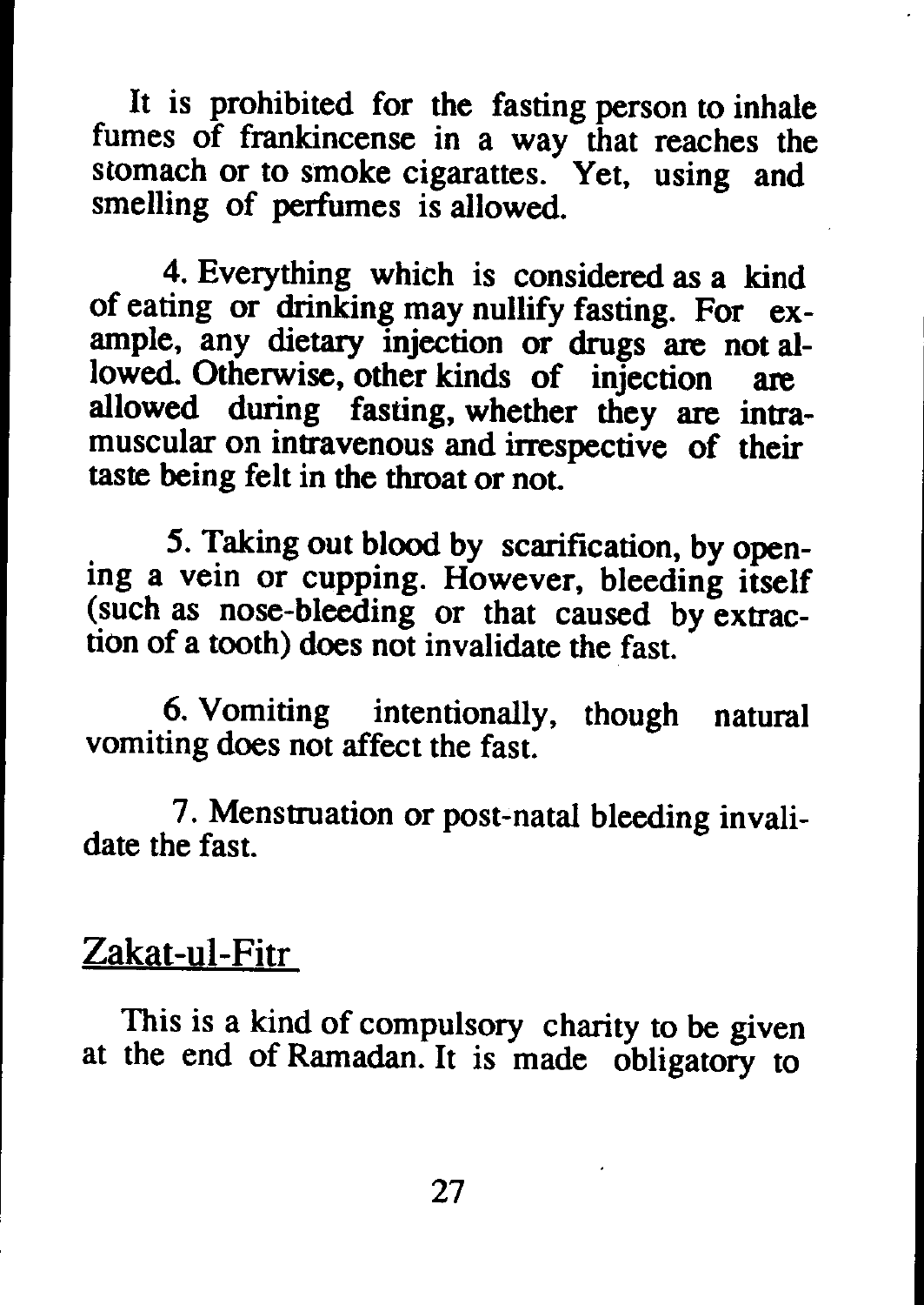It is prohibited for the fasting person to inhale fumes of frankincense in a way that reaches the stomach or to smoke cigarattes. Yet, using and smelling of perfumes is allowed.

4. Everything which is considered as a kind of eating or drinking may nullify fasting. For example, any dietary injection or drugs are not allowed. Otherwise, other kinds of injection are allowed during fasting, whether they are intramuscular on intravenous and irrespective of their taste being felt in the throat or not.

5. Taking out blood by scarification, by opening a vein or cupping. However, bleeding itself (such as nose-bleeding or that caused by extraction of a tooth) does not invalidate the fast.

6. Vomiting intentionally, though natural vomiting does not affect the fast.

7. Menstruation or post-natal bleeding invalidate the fast.

## Zakat-ul-Fitr

This is a kind of compulsory charity to be given at the end of Ramadan. It is made obligatory to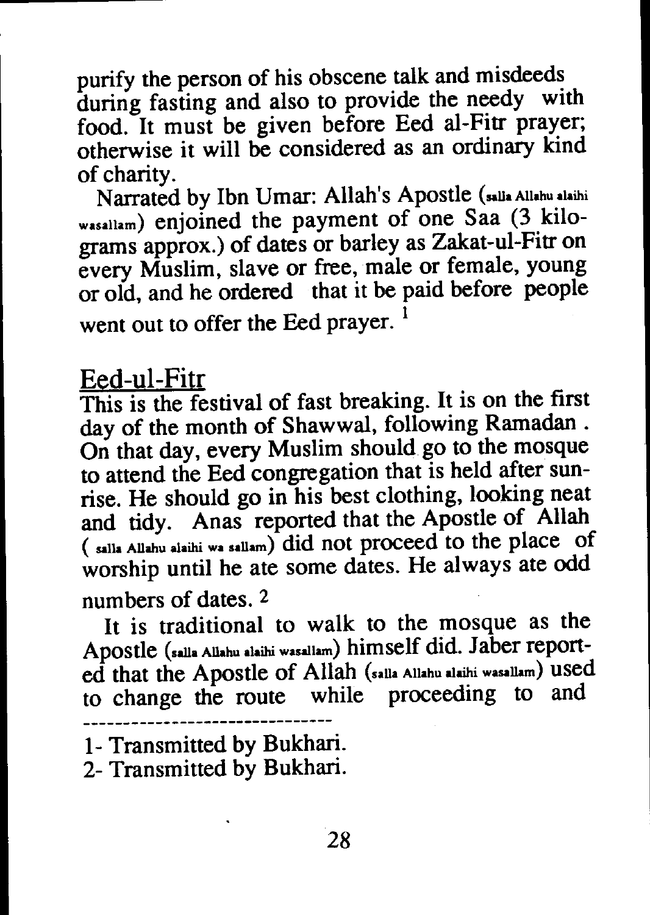purify the person of his obscene talk and misdeeds during fasting and also to provide the needy with food. It must be given before Eed al-Fitr prayer; otherwise it will be considered as an ordinary kind of charity.

Narrated by Ibn Umar: Allah's Apostle (salla Allahu alaihi wasallam) enjoined the payment of one Saa (3 kilograms approx.) of dates or barley as Zakat-ul-Fitr on every Muslim, slave or free, male or female, young or old, and he ordered that it be paid before people went out to offer the Eed prayer. [1]

## Eed-ul-Fitr

This is the festival of fast breaking. It is on the first day of the month of Shawwal, following Ramadan . On that day, every Muslim should go to the mosque to attend the Eed congregation that is held after sunrise. He should go in his best clothing, looking neat and tidy. Anas reported that the Apostle of Allah ( salla Allahu alaihi wa sallam) did not proceed to the place of worship until he ate some dates. He always ate odd numbers of dates. [2]

It is traditional to walk to the mosque as the Apostle (salla Allahu alaihi wasallam) himself did. Jaber reported that the Apostle of Allah (salla Allahu alaihi wasallam) used to change the route while proceeding to and

---

1- Transmitted by Bukhari.

2- Transmitted by Bukhari.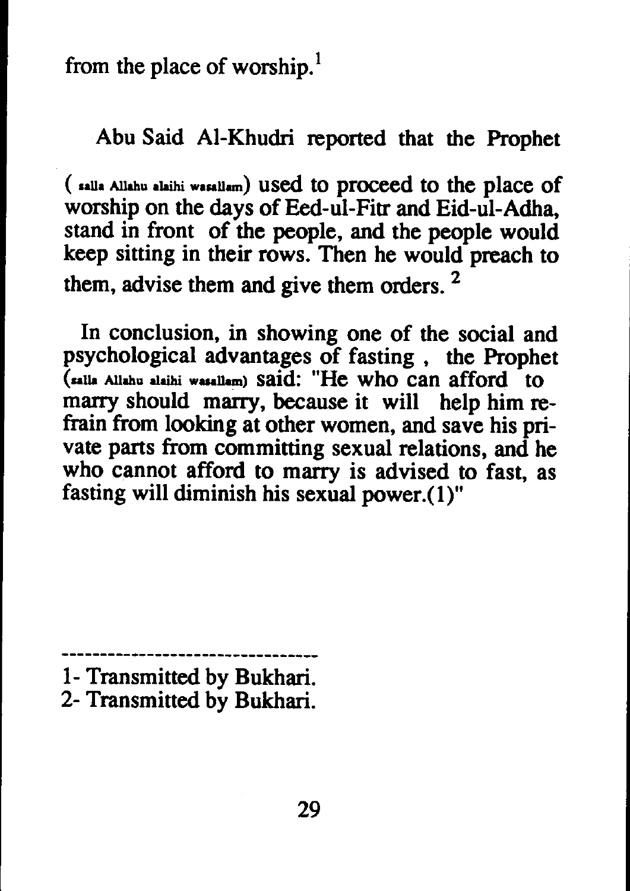from the place of worship.[1]

Abu Said Al-Khudri reported that the Prophet (salla Allahu alaihi wasallam) used to proceed to the place of worship on the days of Eed-ul-Fitr and Eid-ul-Adha, stand in front of the people, and the people would keep sitting in their rows. Then he would preach to them, advise them and give them orders. [2]

In conclusion, in showing one of the social and psychological advantages of fasting , the Prophet (salla Allahu alaihi wasallam) said: "He who can afford to marry should marry, because it will help him refrain from looking at other women, and save his private parts from committing sexual relations, and he who cannot afford to marry is advised to fast, as fasting will diminish his sexual power.(1)"

---

1- Transmitted by Bukhari.
2- Transmitted by Bukhari.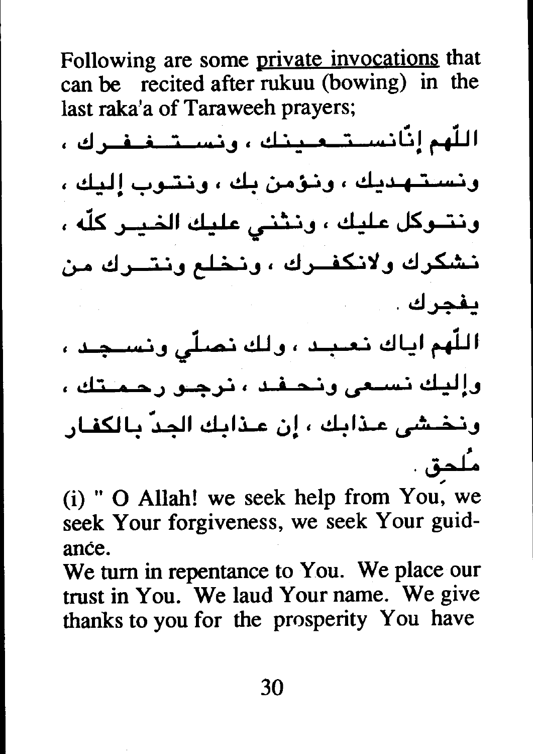Following are some <u>private invocations</u> that can be recited after rukuu (bowing) in the last raka'a of Taraweeh prayers;

اللّهم إنّانستعينك ، ونستغفرك ، ونستهديك ، ونؤمن بك ، ونتوب إليك ، ونتوكل عليك ، ونثني عليك الخير كلّه ، نشكرك ولانكفرك ، ونخلع ونترك من يفجرك .

اللّهم اياك نعبد ، ولك نصلّي ونسجد ، وإليك نسعى ونحفد ، نرجو رحمتك ، ونخشى عذابك ، إن عذابك الجدّ بالكفار مُلحِق .

(i) " O Allah! we seek help from You, we seek Your forgiveness, we seek Your guidance.

We turn in repentance to You. We place our trust in You. We laud Your name. We give thanks to you for the prosperity You have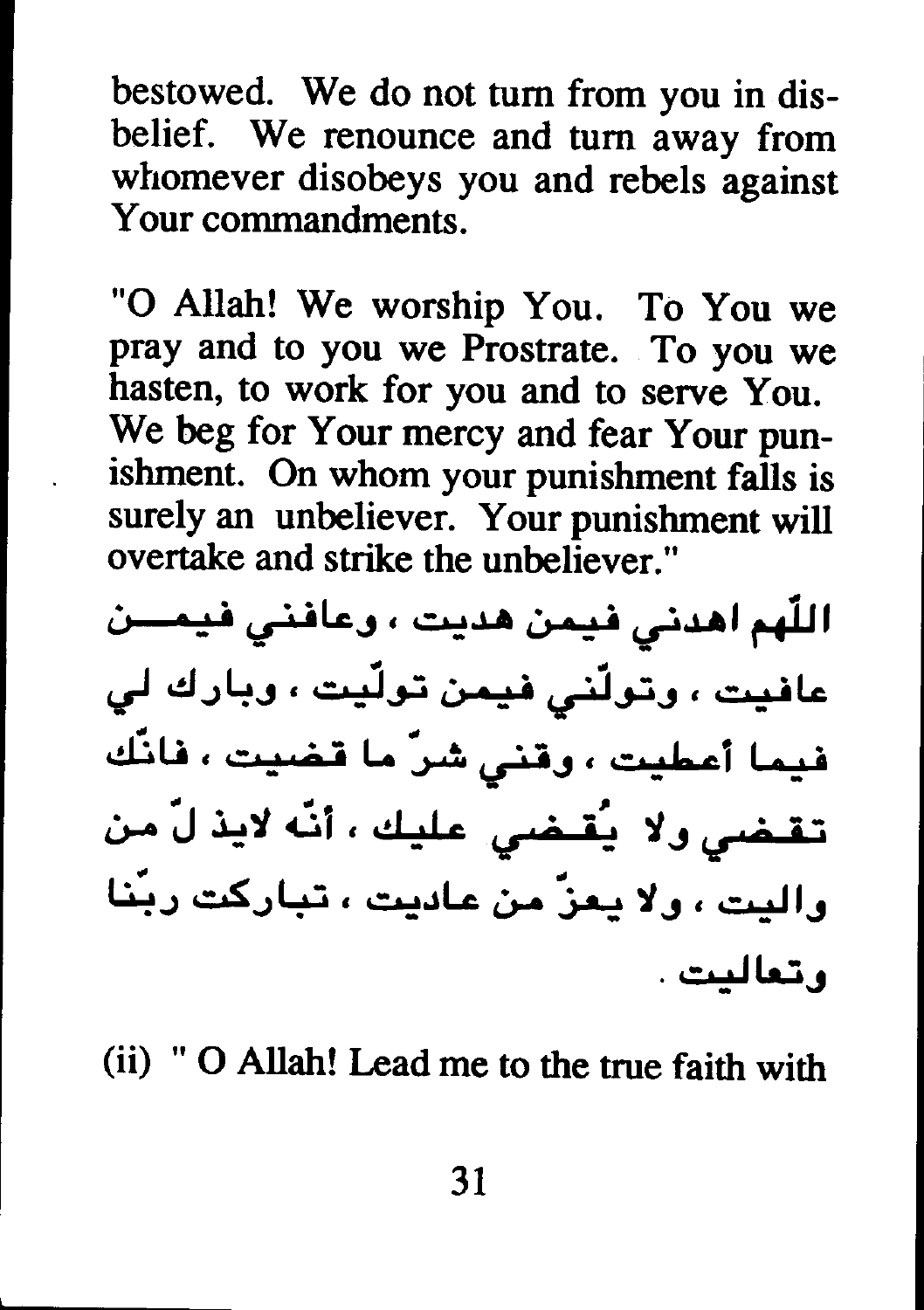bestowed. We do not turn from you in disbelief. We renounce and turn away from whomever disobeys you and rebels against Your commandments.

"O Allah! We worship You. To You we pray and to you we Prostrate. To you we hasten, to work for you and to serve You. We beg for Your mercy and fear Your punishment. On whom your punishment falls is surely an unbeliever. Your punishment will overtake and strike the unbeliever."

اللّهم اهدني فيمن هديت ، وعافني فيمن عافيت ، وتولّني فيمن تولّيت ، وبارك لي فيما أعطيت ، وقني شرّ ما قضيت ، فانّك تقضي ولا يُقضي عليك ، أنّه لايذلّ من واليت ، ولا يعزّ من عاديت ، تباركت ربّنا وتعاليت .

(ii) " O Allah! Lead me to the true faith with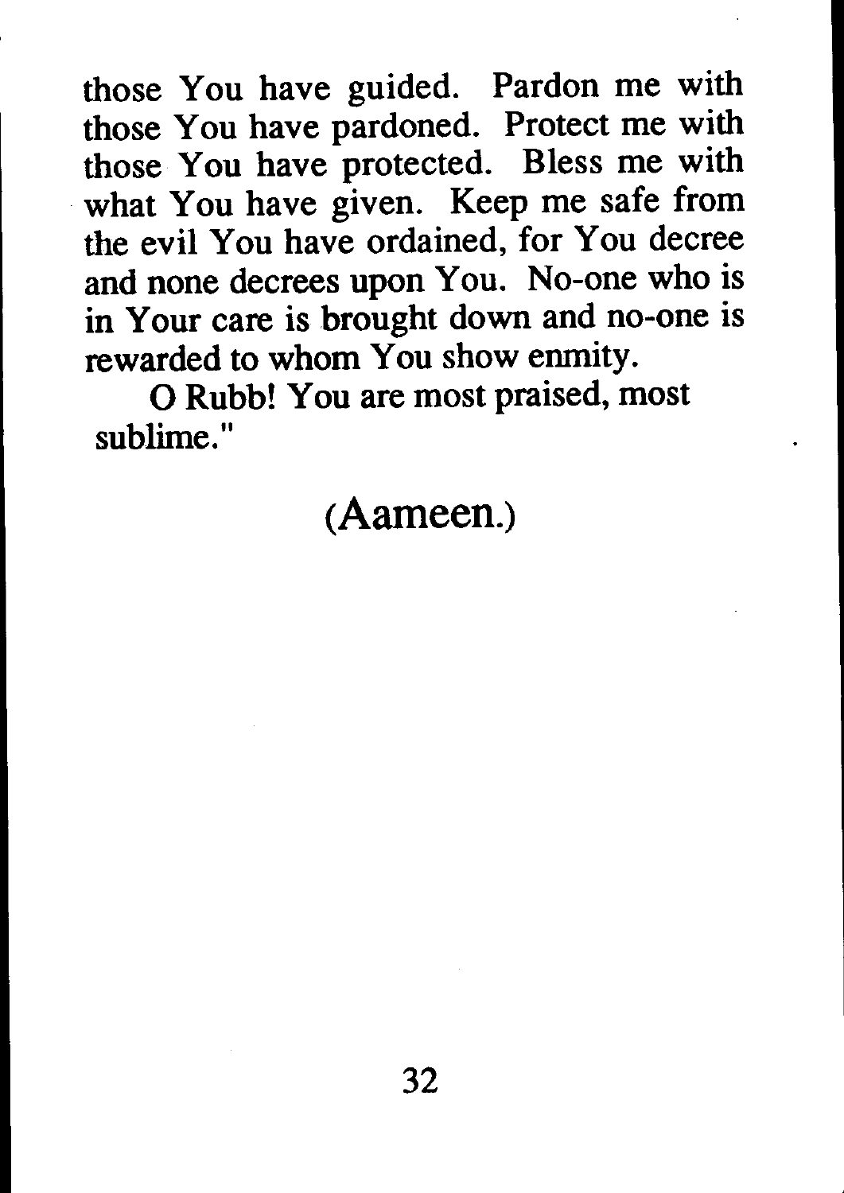those You have guided. Pardon me with those You have pardoned. Protect me with those You have protected. Bless me with what You have given. Keep me safe from the evil You have ordained, for You decree and none decrees upon You. No-one who is in Your care is brought down and no-one is rewarded to whom You show enmity.

O Rubb! You are most praised, most sublime."

(Aameen.)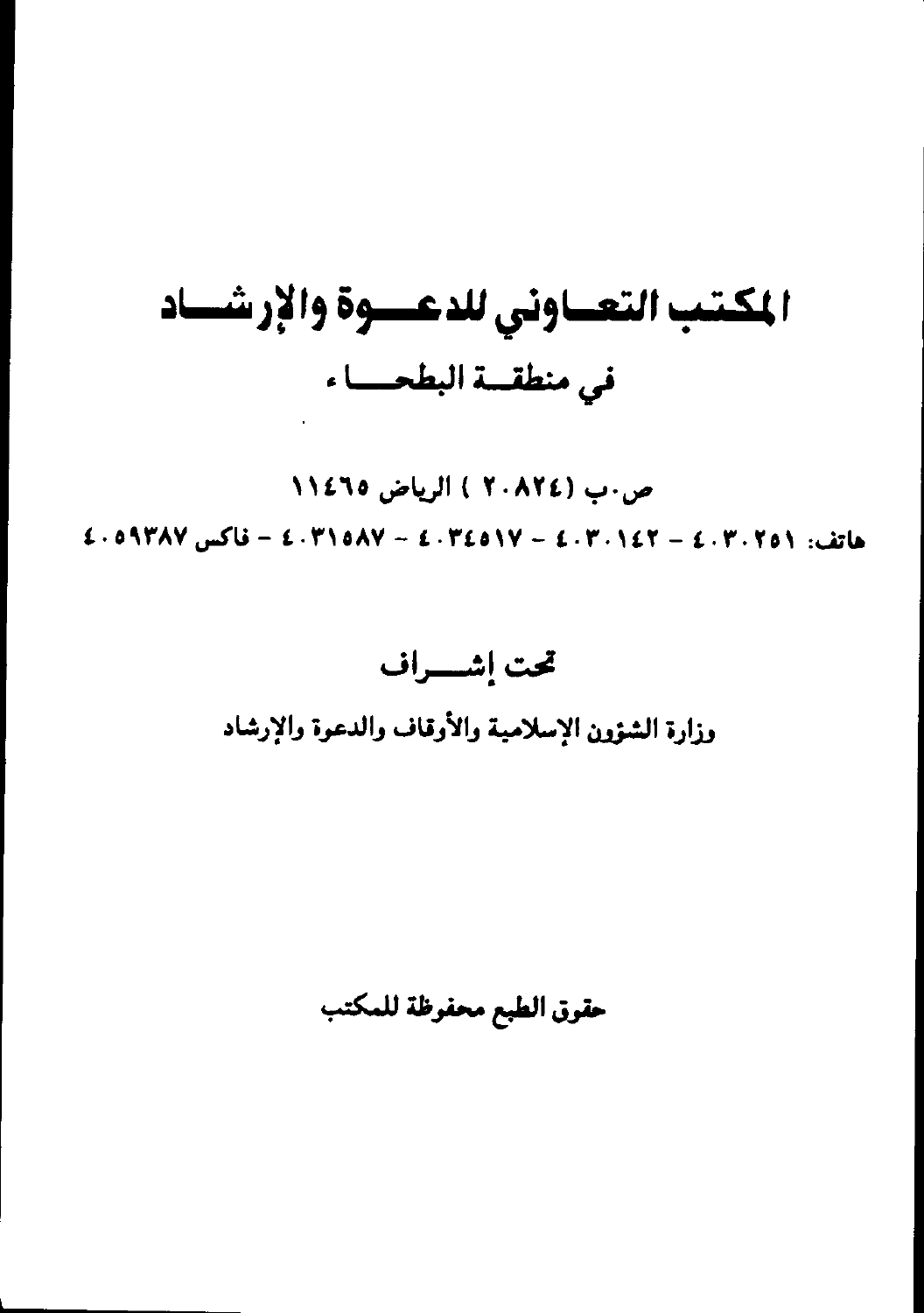# المكتب التعاوني للدعوة والإرشاد

## في منطقة البطحاء

ص.ب (٢٠٨٢٤) الرياض ١١٤٦٥

هاتف: ٤٠٣٠٢٥١ - ٤٠٣٠١٤٢ - ٤٠٣٤٥١٧ - ٤٠٣١٥٨٧ - فاكس ٤٠٥٩٣٨٧

## تحت إشراف

وزارة الشؤون الإسلامية والأوقاف والدعوة والإرشاد

حقوق الطبع محفوظة للمكتب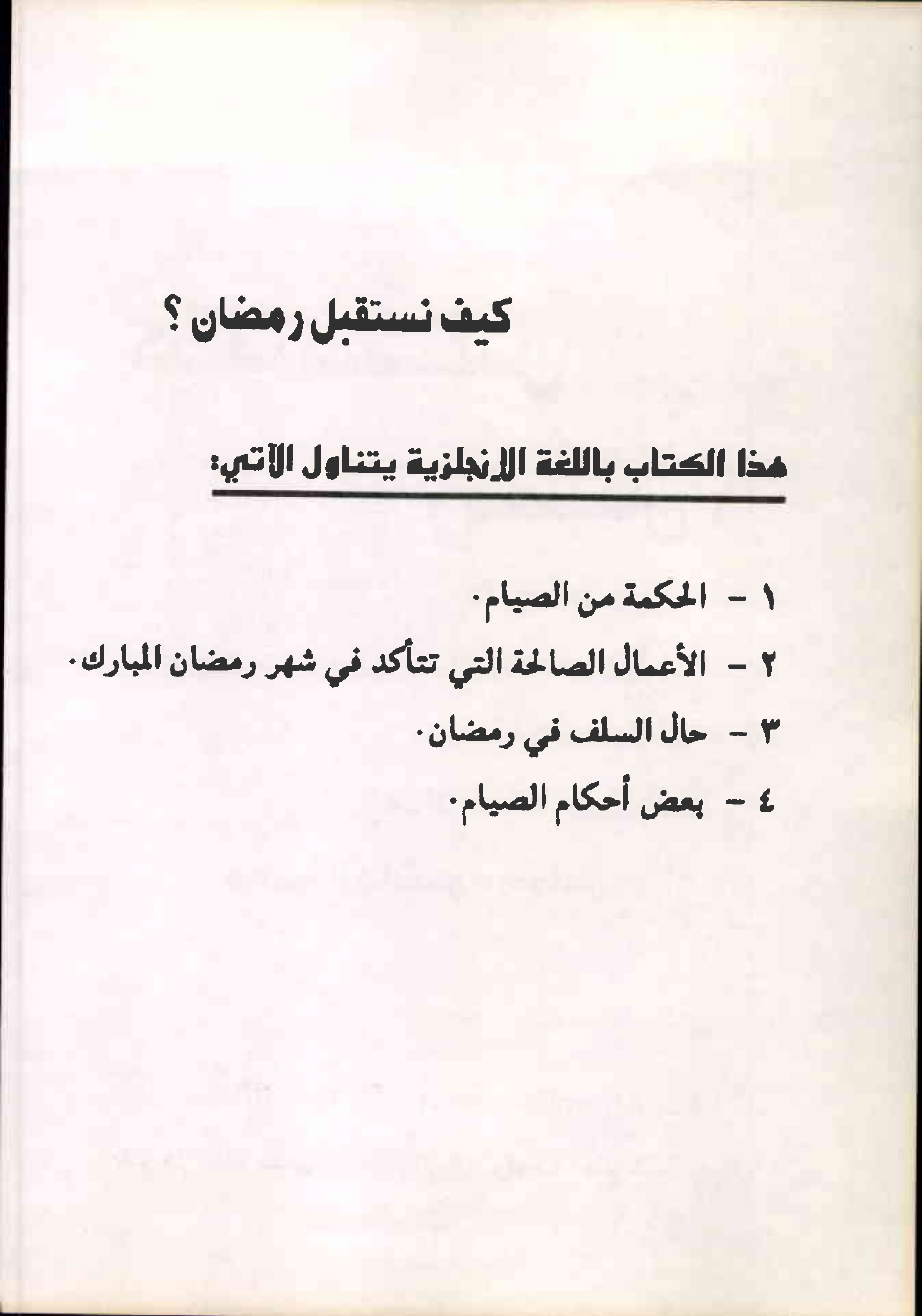# كيف نستقبل رمضان ؟

## هذا الكتاب باللغة الإنجليزية يتناول الآتي:

١ - الحكمة من الصيام.

٢ - الأعمال الصالحة التي تتأكد في شهر رمضان المبارك.

٣ - حال السلف في رمضان.

٤ - بعض أحكام الصيام.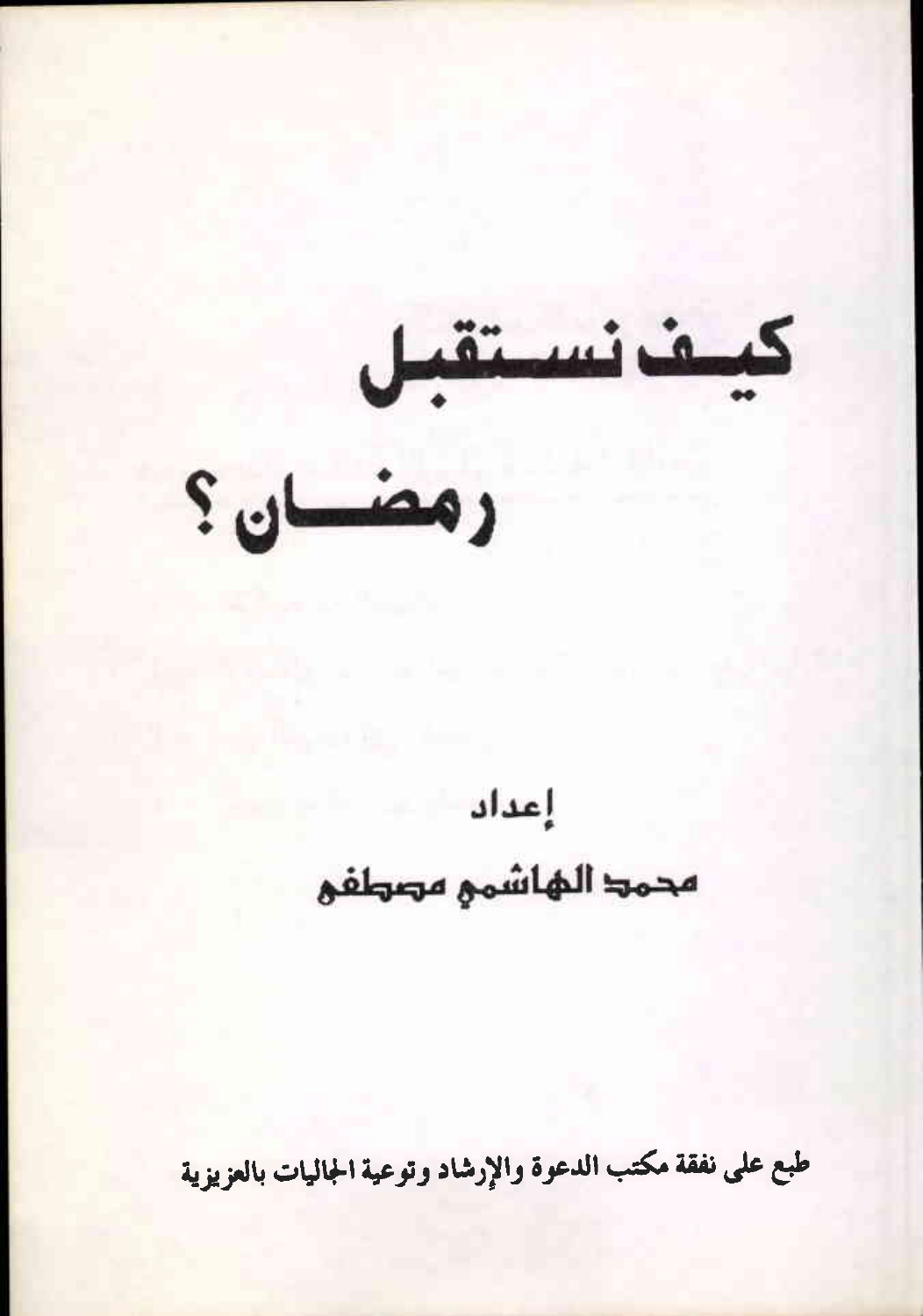# كيف نستقبل رمضان ؟

إعداد

محمد الهاشمي مصطفى

طبع على نفقة مكتب الدعوة والإرشاد وتوعية الجاليات بالعزيزية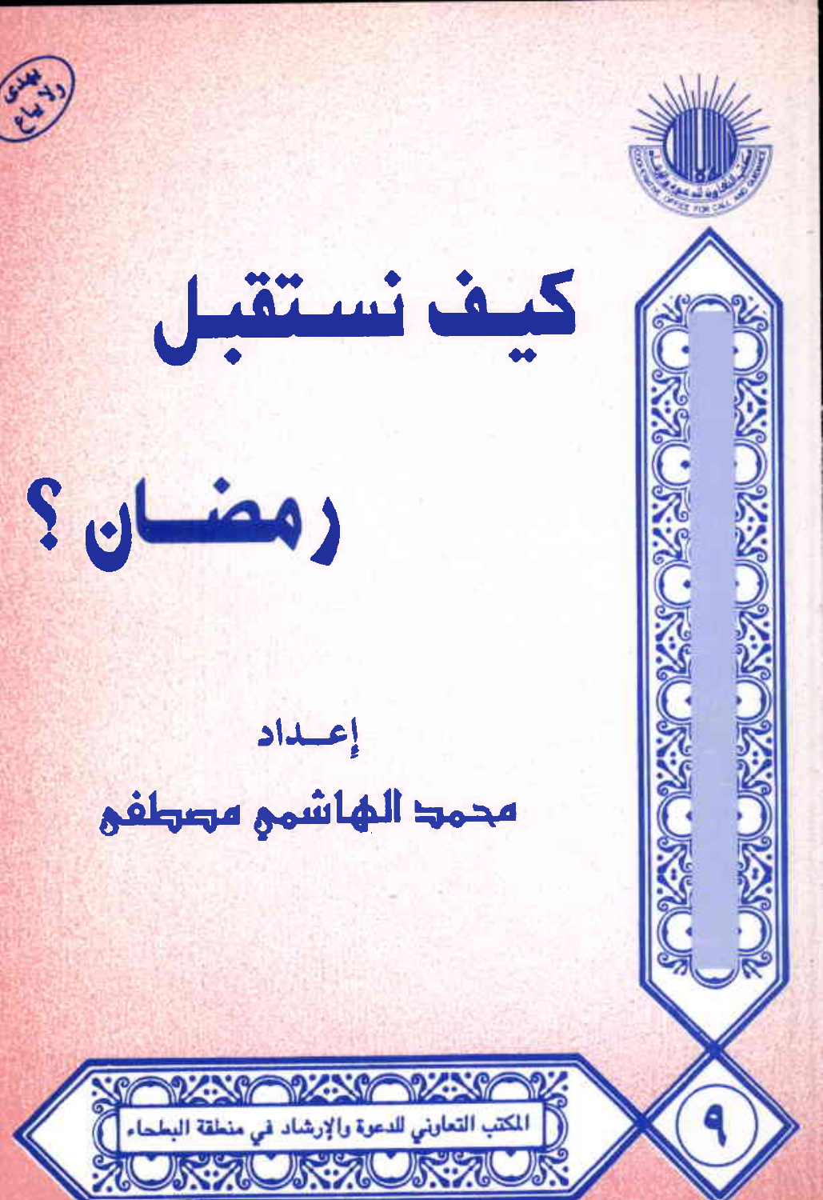# كيف نستقبل رمضان ؟

إعداد

محمد الهاشمي مصطفى

المكتب التعاوني للدعوة والإرشاد في منطقة البطحاء

٩